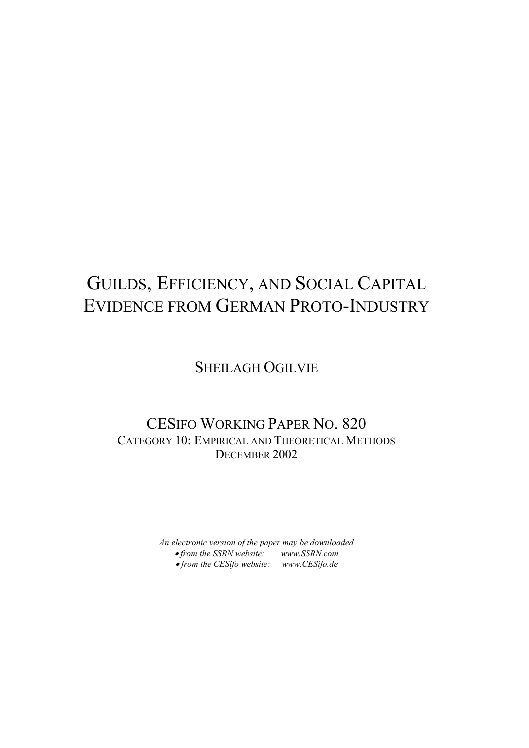# GUILDS, EFFICIENCY, AND SOCIAL CAPITAL
# EVIDENCE FROM GERMAN PROTO-INDUSTRY

SHEILAGH OGILVIE

CESIFO WORKING PAPER NO. 820
CATEGORY 10: EMPIRICAL AND THEORETICAL METHODS
DECEMBER 2002

*An electronic version of the paper may be downloaded*
- *from the SSRN website: www.SSRN.com*
- *from the CESifo website: www.CESifo.de*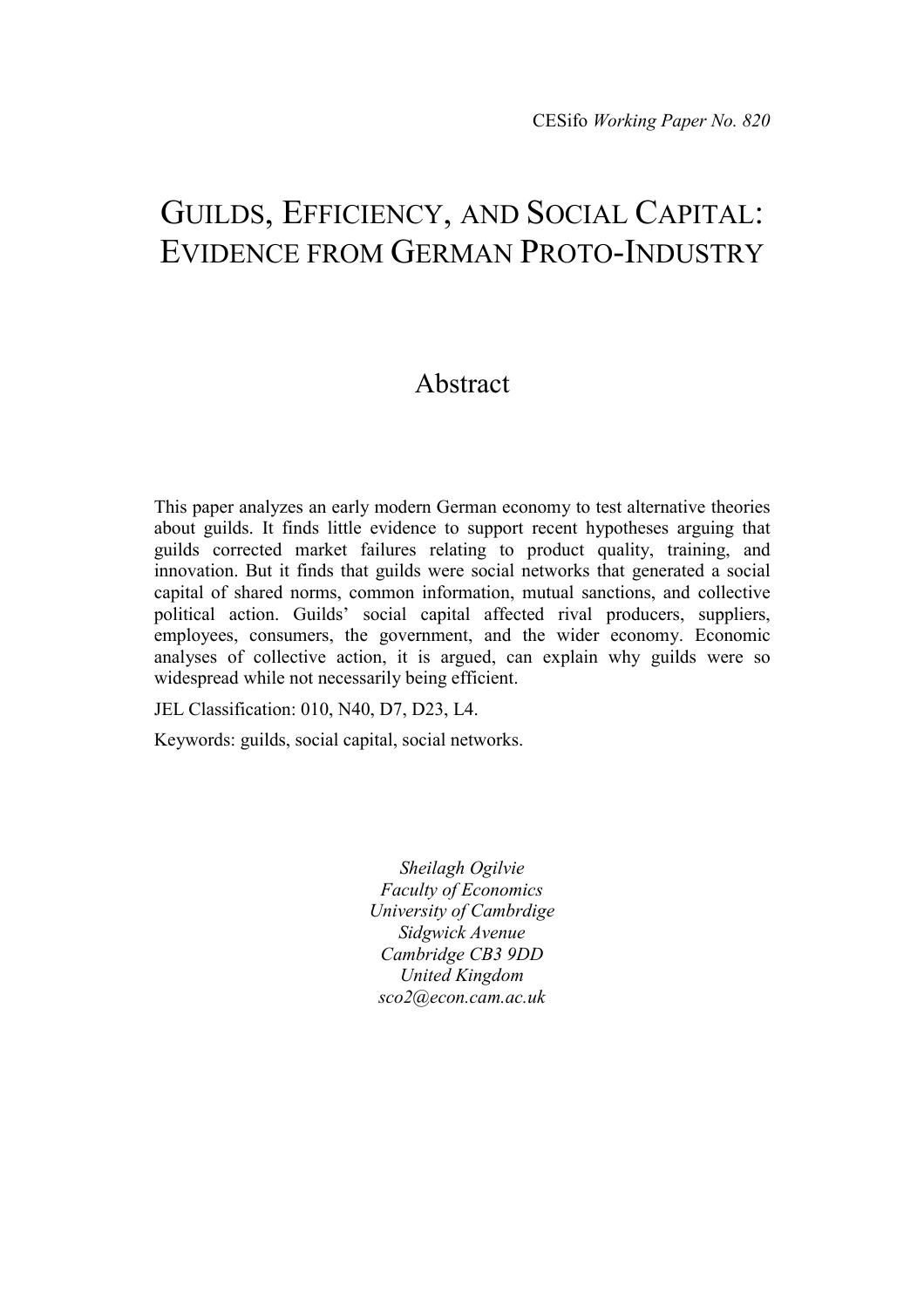CESifo *Working Paper No. 820*

# GUILDS, EFFICIENCY, AND SOCIAL CAPITAL: EVIDENCE FROM GERMAN PROTO-INDUSTRY

## Abstract

This paper analyzes an early modern German economy to test alternative theories about guilds. It finds little evidence to support recent hypotheses arguing that guilds corrected market failures relating to product quality, training, and innovation. But it finds that guilds were social networks that generated a social capital of shared norms, common information, mutual sanctions, and collective political action. Guilds' social capital affected rival producers, suppliers, employees, consumers, the government, and the wider economy. Economic analyses of collective action, it is argued, can explain why guilds were so widespread while not necessarily being efficient.

JEL Classification: 010, N40, D7, D23, L4.

Keywords: guilds, social capital, social networks.

*Sheilagh Ogilvie*
*Faculty of Economics*
*University of Cambrdige*
*Sidgwick Avenue*
*Cambridge CB3 9DD*
*United Kingdom*
*sco2@econ.cam.ac.uk*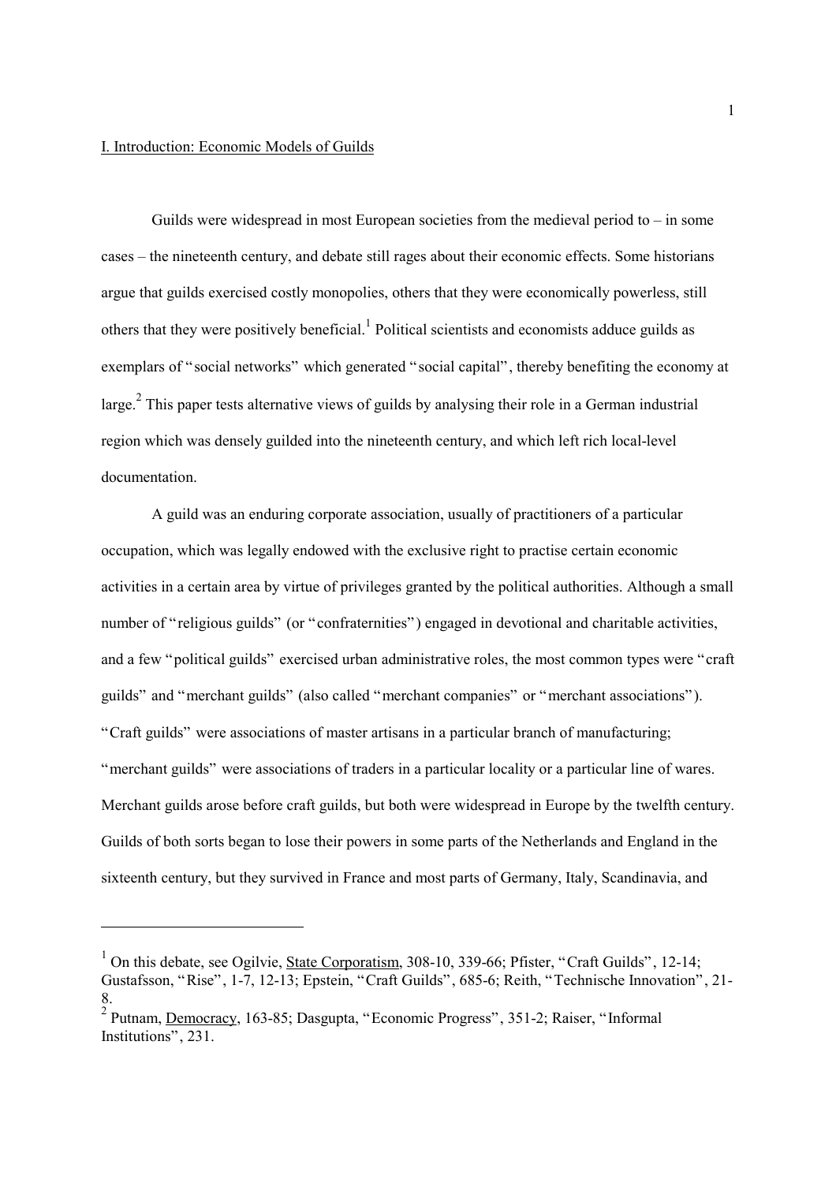## I. Introduction: Economic Models of Guilds

Guilds were widespread in most European societies from the medieval period to – in some cases – the nineteenth century, and debate still rages about their economic effects. Some historians argue that guilds exercised costly monopolies, others that they were economically powerless, still others that they were positively beneficial.[1] Political scientists and economists adduce guilds as exemplars of "social networks" which generated "social capital", thereby benefiting the economy at large.[2] This paper tests alternative views of guilds by analysing their role in a German industrial region which was densely guilded into the nineteenth century, and which left rich local-level documentation.

A guild was an enduring corporate association, usually of practitioners of a particular occupation, which was legally endowed with the exclusive right to practise certain economic activities in a certain area by virtue of privileges granted by the political authorities. Although a small number of "religious guilds" (or "confraternities") engaged in devotional and charitable activities, and a few "political guilds" exercised urban administrative roles, the most common types were "craft guilds" and "merchant guilds" (also called "merchant companies" or "merchant associations"). "Craft guilds" were associations of master artisans in a particular branch of manufacturing; "merchant guilds" were associations of traders in a particular locality or a particular line of wares. Merchant guilds arose before craft guilds, but both were widespread in Europe by the twelfth century. Guilds of both sorts began to lose their powers in some parts of the Netherlands and England in the sixteenth century, but they survived in France and most parts of Germany, Italy, Scandinavia, and

---

[1] On this debate, see Ogilvie, State Corporatism, 308-10, 339-66; Pfister, "Craft Guilds", 12-14; Gustafsson, "Rise", 1-7, 12-13; Epstein, "Craft Guilds", 685-6; Reith, "Technische Innovation", 21-8.

[2] Putnam, Democracy, 163-85; Dasgupta, "Economic Progress", 351-2; Raiser, "Informal Institutions", 231.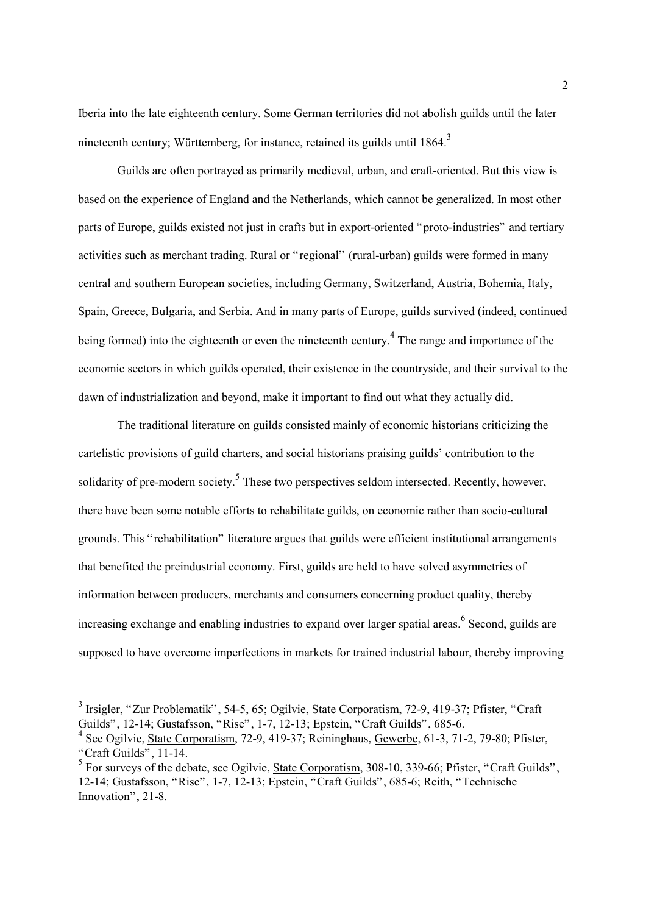Iberia into the late eighteenth century. Some German territories did not abolish guilds until the later nineteenth century; Württemberg, for instance, retained its guilds until 1864.[3]

Guilds are often portrayed as primarily medieval, urban, and craft-oriented. But this view is based on the experience of England and the Netherlands, which cannot be generalized. In most other parts of Europe, guilds existed not just in crafts but in export-oriented "proto-industries" and tertiary activities such as merchant trading. Rural or "regional" (rural-urban) guilds were formed in many central and southern European societies, including Germany, Switzerland, Austria, Bohemia, Italy, Spain, Greece, Bulgaria, and Serbia. And in many parts of Europe, guilds survived (indeed, continued being formed) into the eighteenth or even the nineteenth century.[4] The range and importance of the economic sectors in which guilds operated, their existence in the countryside, and their survival to the dawn of industrialization and beyond, make it important to find out what they actually did.

The traditional literature on guilds consisted mainly of economic historians criticizing the cartelistic provisions of guild charters, and social historians praising guilds' contribution to the solidarity of pre-modern society.[5] These two perspectives seldom intersected. Recently, however, there have been some notable efforts to rehabilitate guilds, on economic rather than socio-cultural grounds. This "rehabilitation" literature argues that guilds were efficient institutional arrangements that benefited the preindustrial economy. First, guilds are held to have solved asymmetries of information between producers, merchants and consumers concerning product quality, thereby increasing exchange and enabling industries to expand over larger spatial areas.[6] Second, guilds are supposed to have overcome imperfections in markets for trained industrial labour, thereby improving

---

[3] Irsigler, "Zur Problematik", 54-5, 65; Ogilvie, State Corporatism, 72-9, 419-37; Pfister, "Craft Guilds", 12-14; Gustafsson, "Rise", 1-7, 12-13; Epstein, "Craft Guilds", 685-6.

[4] See Ogilvie, State Corporatism, 72-9, 419-37; Reininghaus, Gewerbe, 61-3, 71-2, 79-80; Pfister, "Craft Guilds", 11-14.

[5] For surveys of the debate, see Ogilvie, State Corporatism, 308-10, 339-66; Pfister, "Craft Guilds", 12-14; Gustafsson, "Rise", 1-7, 12-13; Epstein, "Craft Guilds", 685-6; Reith, "Technische Innovation", 21-8.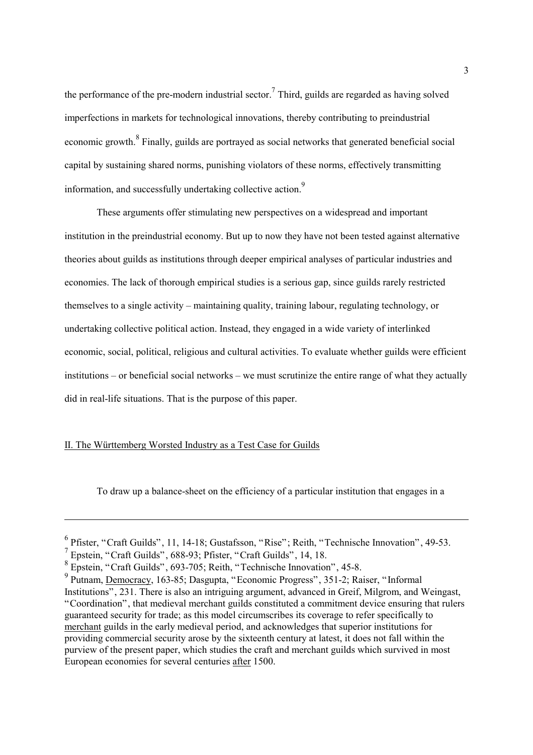the performance of the pre-modern industrial sector.[7] Third, guilds are regarded as having solved imperfections in markets for technological innovations, thereby contributing to preindustrial economic growth.[8] Finally, guilds are portrayed as social networks that generated beneficial social capital by sustaining shared norms, punishing violators of these norms, effectively transmitting information, and successfully undertaking collective action.[9]

These arguments offer stimulating new perspectives on a widespread and important institution in the preindustrial economy. But up to now they have not been tested against alternative theories about guilds as institutions through deeper empirical analyses of particular industries and economies. The lack of thorough empirical studies is a serious gap, since guilds rarely restricted themselves to a single activity – maintaining quality, training labour, regulating technology, or undertaking collective political action. Instead, they engaged in a wide variety of interlinked economic, social, political, religious and cultural activities. To evaluate whether guilds were efficient institutions – or beneficial social networks – we must scrutinize the entire range of what they actually did in real-life situations. That is the purpose of this paper.

## II. The Württemberg Worsted Industry as a Test Case for Guilds

To draw up a balance-sheet on the efficiency of a particular institution that engages in a

---

[6] Pfister, "Craft Guilds", 11, 14-18; Gustafsson, "Rise"; Reith, "Technische Innovation", 49-53.

[7] Epstein, "Craft Guilds", 688-93; Pfister, "Craft Guilds", 14, 18.

[8] Epstein, "Craft Guilds", 693-705; Reith, "Technische Innovation", 45-8.

[9] Putnam, Democracy, 163-85; Dasgupta, "Economic Progress", 351-2; Raiser, "Informal Institutions", 231. There is also an intriguing argument, advanced in Greif, Milgrom, and Weingast, "Coordination", that medieval merchant guilds constituted a commitment device ensuring that rulers guaranteed security for trade; as this model circumscribes its coverage to refer specifically to merchant guilds in the early medieval period, and acknowledges that superior institutions for providing commercial security arose by the sixteenth century at latest, it does not fall within the purview of the present paper, which studies the craft and merchant guilds which survived in most European economies for several centuries after 1500.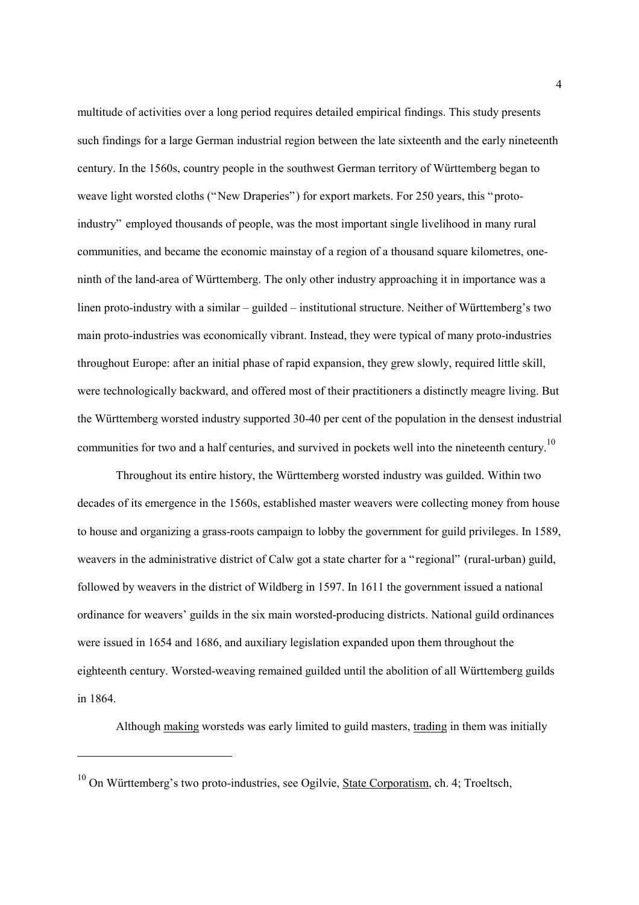multitude of activities over a long period requires detailed empirical findings. This study presents such findings for a large German industrial region between the late sixteenth and the early nineteenth century. In the 1560s, country people in the southwest German territory of Württemberg began to weave light worsted cloths ("New Draperies") for export markets. For 250 years, this "proto-industry" employed thousands of people, was the most important single livelihood in many rural communities, and became the economic mainstay of a region of a thousand square kilometres, one-ninth of the land-area of Württemberg. The only other industry approaching it in importance was a linen proto-industry with a similar – guilded – institutional structure. Neither of Württemberg's two main proto-industries was economically vibrant. Instead, they were typical of many proto-industries throughout Europe: after an initial phase of rapid expansion, they grew slowly, required little skill, were technologically backward, and offered most of their practitioners a distinctly meagre living. But the Württemberg worsted industry supported 30-40 per cent of the population in the densest industrial communities for two and a half centuries, and survived in pockets well into the nineteenth century.[10]

Throughout its entire history, the Württemberg worsted industry was guilded. Within two decades of its emergence in the 1560s, established master weavers were collecting money from house to house and organizing a grass-roots campaign to lobby the government for guild privileges. In 1589, weavers in the administrative district of Calw got a state charter for a "regional" (rural-urban) guild, followed by weavers in the district of Wildberg in 1597. In 1611 the government issued a national ordinance for weavers' guilds in the six main worsted-producing districts. National guild ordinances were issued in 1654 and 1686, and auxiliary legislation expanded upon them throughout the eighteenth century. Worsted-weaving remained guilded until the abolition of all Württemberg guilds in 1864.

Although <u>making</u> worsteds was early limited to guild masters, <u>trading</u> in them was initially

---

[10] On Württemberg's two proto-industries, see Ogilvie, <u>State Corporatism</u>, ch. 4; Troeltsch,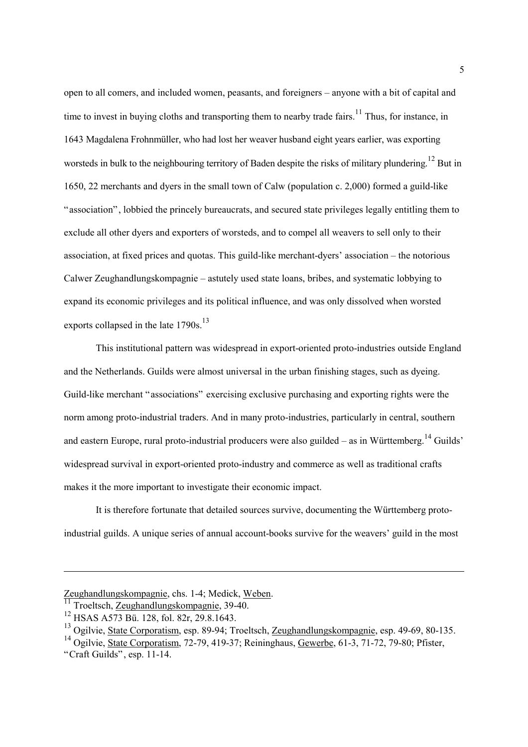open to all comers, and included women, peasants, and foreigners – anyone with a bit of capital and time to invest in buying cloths and transporting them to nearby trade fairs.[11] Thus, for instance, in 1643 Magdalena Frohnmüller, who had lost her weaver husband eight years earlier, was exporting worsteds in bulk to the neighbouring territory of Baden despite the risks of military plundering.[12] But in 1650, 22 merchants and dyers in the small town of Calw (population c. 2,000) formed a guild-like "association", lobbied the princely bureaucrats, and secured state privileges legally entitling them to exclude all other dyers and exporters of worsteds, and to compel all weavers to sell only to their association, at fixed prices and quotas. This guild-like merchant-dyers' association – the notorious Calwer Zeughandlungskompagnie – astutely used state loans, bribes, and systematic lobbying to expand its economic privileges and its political influence, and was only dissolved when worsted exports collapsed in the late 1790s.[13]

This institutional pattern was widespread in export-oriented proto-industries outside England and the Netherlands. Guilds were almost universal in the urban finishing stages, such as dyeing. Guild-like merchant "associations" exercising exclusive purchasing and exporting rights were the norm among proto-industrial traders. And in many proto-industries, particularly in central, southern and eastern Europe, rural proto-industrial producers were also guilded – as in Württemberg.[14] Guilds' widespread survival in export-oriented proto-industry and commerce as well as traditional crafts makes it the more important to investigate their economic impact.

It is therefore fortunate that detailed sources survive, documenting the Württemberg proto-industrial guilds. A unique series of annual account-books survive for the weavers' guild in the most

---

Zeughandlungskompagnie, chs. 1-4; Medick, Weben.

[11] Troeltsch, Zeughandlungskompagnie, 39-40.

[12] HSAS A573 Bü. 128, fol. 82r, 29.8.1643.

[13] Ogilvie, State Corporatism, esp. 89-94; Troeltsch, Zeughandlungskompagnie, esp. 49-69, 80-135.

[14] Ogilvie, State Corporatism, 72-79, 419-37; Reininghaus, Gewerbe, 61-3, 71-72, 79-80; Pfister, "Craft Guilds", esp. 11-14.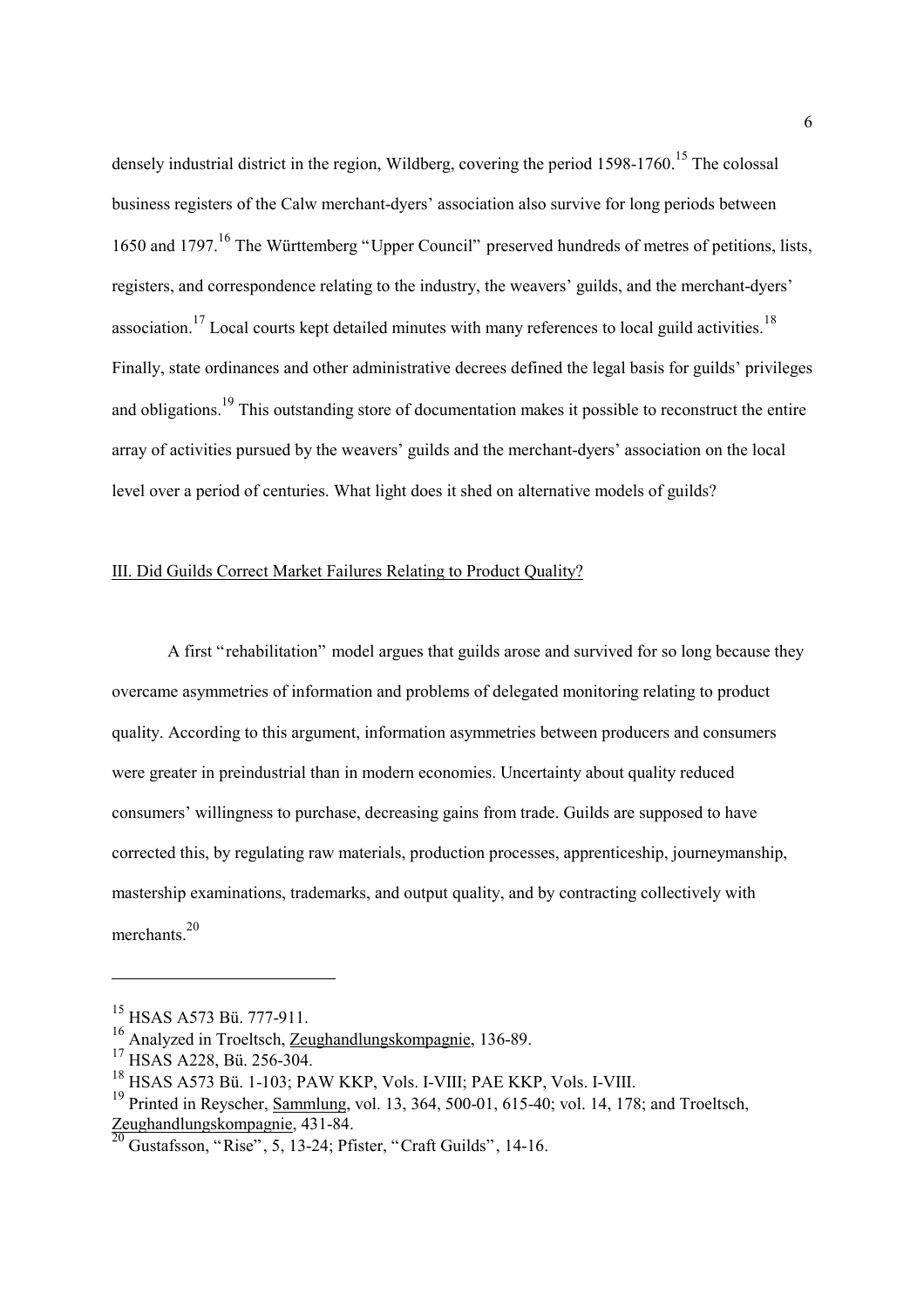densely industrial district in the region, Wildberg, covering the period 1598-1760.[15] The colossal business registers of the Calw merchant-dyers' association also survive for long periods between 1650 and 1797.[16] The Württemberg "Upper Council" preserved hundreds of metres of petitions, lists, registers, and correspondence relating to the industry, the weavers' guilds, and the merchant-dyers' association.[17] Local courts kept detailed minutes with many references to local guild activities.[18] Finally, state ordinances and other administrative decrees defined the legal basis for guilds' privileges and obligations.[19] This outstanding store of documentation makes it possible to reconstruct the entire array of activities pursued by the weavers' guilds and the merchant-dyers' association on the local level over a period of centuries. What light does it shed on alternative models of guilds?

## III. Did Guilds Correct Market Failures Relating to Product Quality?

A first "rehabilitation" model argues that guilds arose and survived for so long because they overcame asymmetries of information and problems of delegated monitoring relating to product quality. According to this argument, information asymmetries between producers and consumers were greater in preindustrial than in modern economies. Uncertainty about quality reduced consumers' willingness to purchase, decreasing gains from trade. Guilds are supposed to have corrected this, by regulating raw materials, production processes, apprenticeship, journeymanship, mastership examinations, trademarks, and output quality, and by contracting collectively with merchants.[20]

---

[15] HSAS A573 Bü. 777-911.

[16] Analyzed in Troeltsch, Zeughandlungskompagnie, 136-89.

[17] HSAS A228, Bü. 256-304.

[18] HSAS A573 Bü. 1-103; PAW KKP, Vols. I-VIII; PAE KKP, Vols. I-VIII.

[19] Printed in Reyscher, Sammlung, vol. 13, 364, 500-01, 615-40; vol. 14, 178; and Troeltsch, Zeughandlungskompagnie, 431-84.

[20] Gustafsson, "Rise", 5, 13-24; Pfister, "Craft Guilds", 14-16.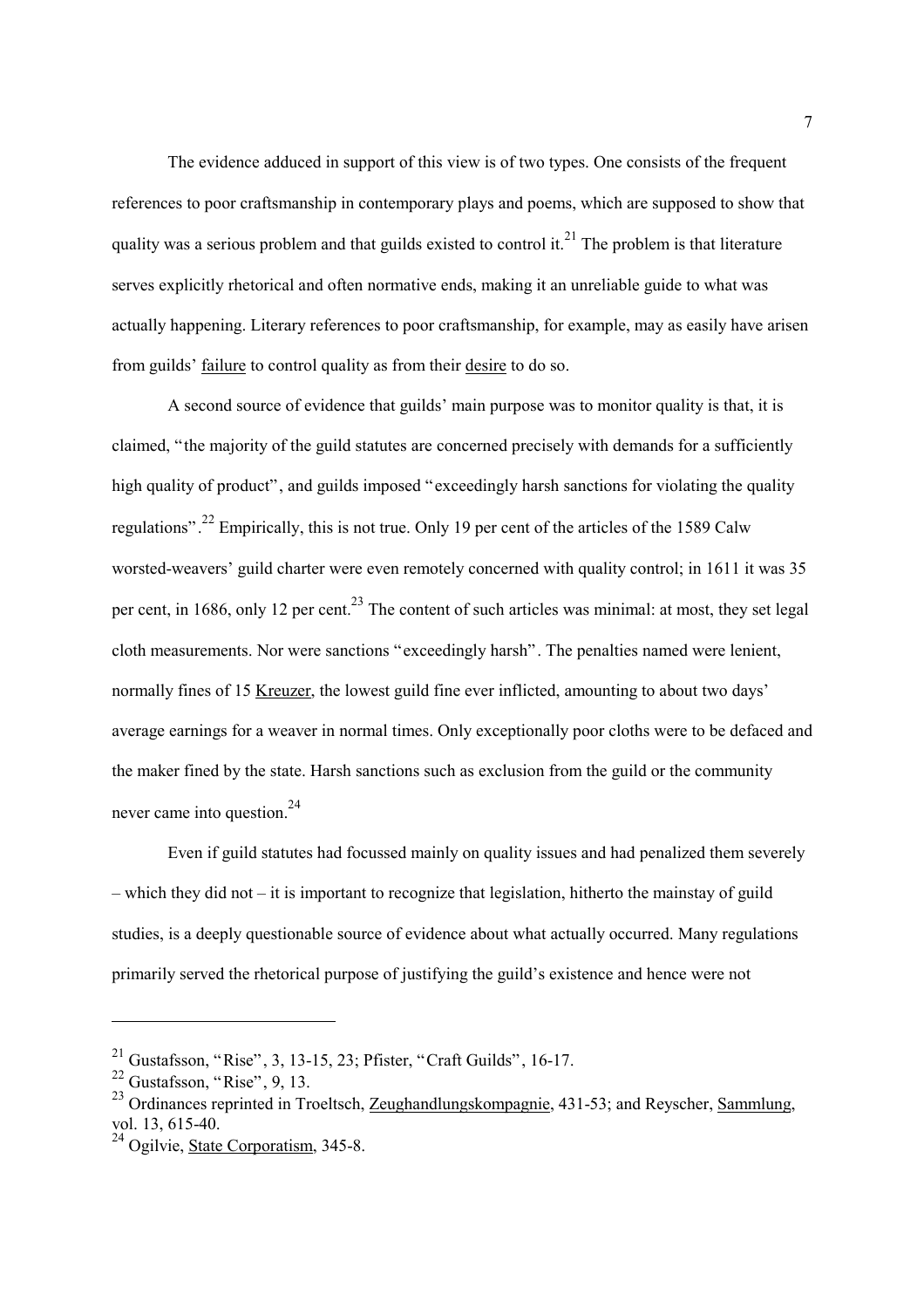The evidence adduced in support of this view is of two types. One consists of the frequent references to poor craftsmanship in contemporary plays and poems, which are supposed to show that quality was a serious problem and that guilds existed to control it.[21] The problem is that literature serves explicitly rhetorical and often normative ends, making it an unreliable guide to what was actually happening. Literary references to poor craftsmanship, for example, may as easily have arisen from guilds' failure to control quality as from their desire to do so.

A second source of evidence that guilds' main purpose was to monitor quality is that, it is claimed, "the majority of the guild statutes are concerned precisely with demands for a sufficiently high quality of product", and guilds imposed "exceedingly harsh sanctions for violating the quality regulations".[22] Empirically, this is not true. Only 19 per cent of the articles of the 1589 Calw worsted-weavers' guild charter were even remotely concerned with quality control; in 1611 it was 35 per cent, in 1686, only 12 per cent.[23] The content of such articles was minimal: at most, they set legal cloth measurements. Nor were sanctions "exceedingly harsh". The penalties named were lenient, normally fines of 15 Kreuzer, the lowest guild fine ever inflicted, amounting to about two days' average earnings for a weaver in normal times. Only exceptionally poor cloths were to be defaced and the maker fined by the state. Harsh sanctions such as exclusion from the guild or the community never came into question.[24]

Even if guild statutes had focussed mainly on quality issues and had penalized them severely – which they did not – it is important to recognize that legislation, hitherto the mainstay of guild studies, is a deeply questionable source of evidence about what actually occurred. Many regulations primarily served the rhetorical purpose of justifying the guild's existence and hence were not

---

[21] Gustafsson, "Rise", 3, 13-15, 23; Pfister, "Craft Guilds", 16-17.

[22] Gustafsson, "Rise", 9, 13.

[23] Ordinances reprinted in Troeltsch, Zeughandlungskompagnie, 431-53; and Reyscher, Sammlung, vol. 13, 615-40.

[24] Ogilvie, State Corporatism, 345-8.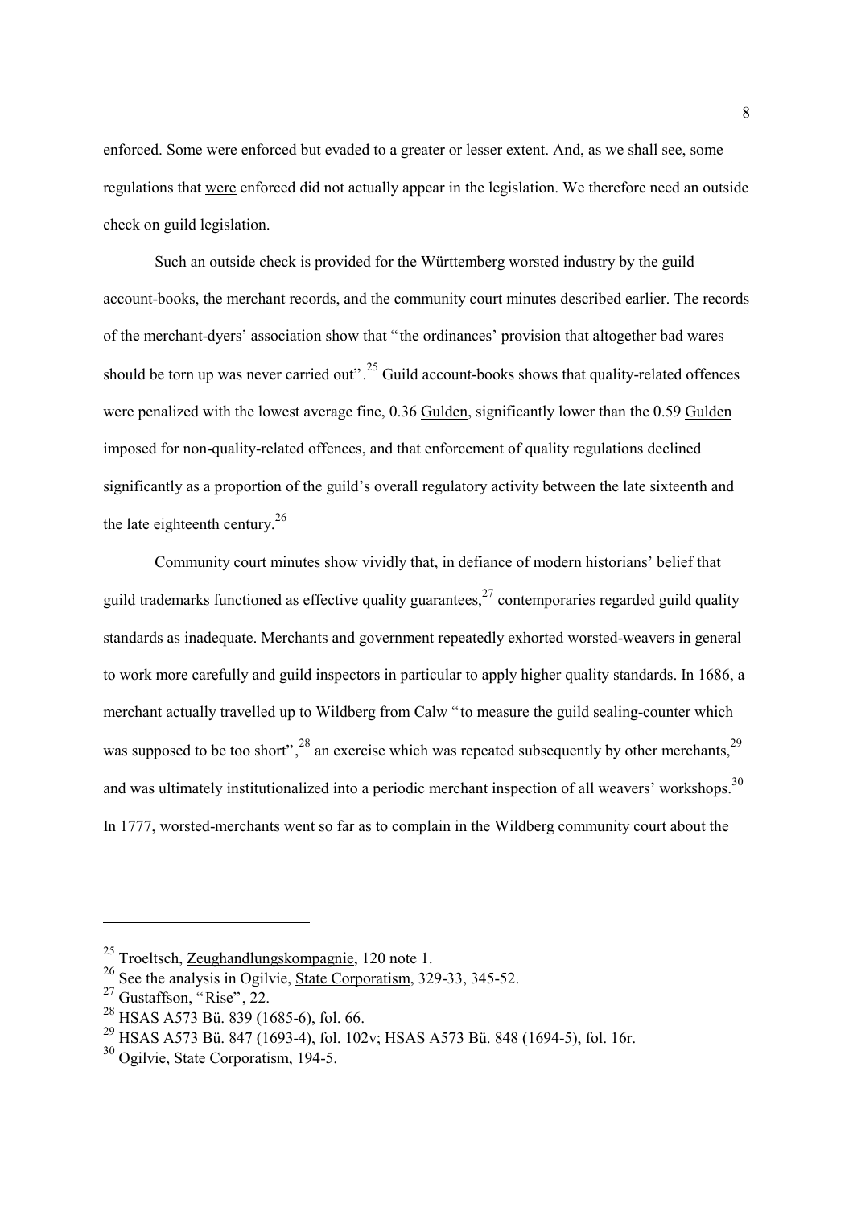enforced. Some were enforced but evaded to a greater or lesser extent. And, as we shall see, some regulations that were enforced did not actually appear in the legislation. We therefore need an outside check on guild legislation.

Such an outside check is provided for the Württemberg worsted industry by the guild account-books, the merchant records, and the community court minutes described earlier. The records of the merchant-dyers' association show that "the ordinances' provision that altogether bad wares should be torn up was never carried out".[25] Guild account-books shows that quality-related offences were penalized with the lowest average fine, 0.36 Gulden, significantly lower than the 0.59 Gulden imposed for non-quality-related offences, and that enforcement of quality regulations declined significantly as a proportion of the guild's overall regulatory activity between the late sixteenth and the late eighteenth century.[26]

Community court minutes show vividly that, in defiance of modern historians' belief that guild trademarks functioned as effective quality guarantees,[27] contemporaries regarded guild quality standards as inadequate. Merchants and government repeatedly exhorted worsted-weavers in general to work more carefully and guild inspectors in particular to apply higher quality standards. In 1686, a merchant actually travelled up to Wildberg from Calw "to measure the guild sealing-counter which was supposed to be too short",[28] an exercise which was repeated subsequently by other merchants,[29] and was ultimately institutionalized into a periodic merchant inspection of all weavers' workshops.[30] In 1777, worsted-merchants went so far as to complain in the Wildberg community court about the

---

[25] Troeltsch, Zeughandlungskompagnie, 120 note 1.

[26] See the analysis in Ogilvie, State Corporatism, 329-33, 345-52.

[27] Gustaffson, "Rise", 22.

[28] HSAS A573 Bü. 839 (1685-6), fol. 66.

[29] HSAS A573 Bü. 847 (1693-4), fol. 102v; HSAS A573 Bü. 848 (1694-5), fol. 16r.

[30] Ogilvie, State Corporatism, 194-5.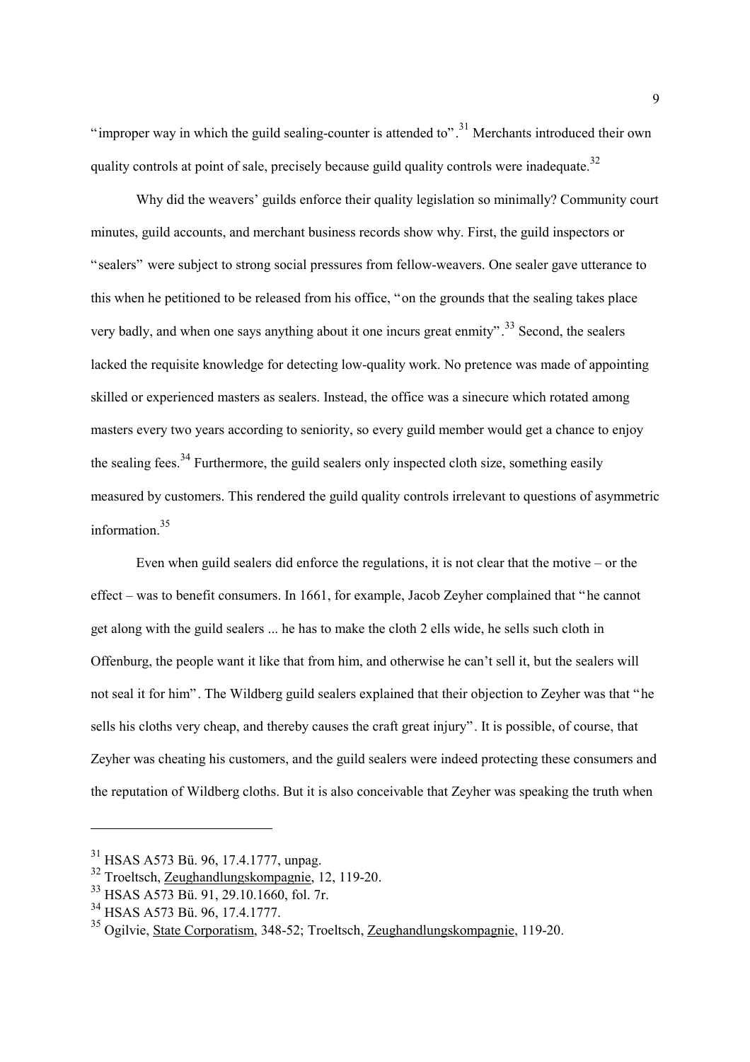"improper way in which the guild sealing-counter is attended to".[31] Merchants introduced their own quality controls at point of sale, precisely because guild quality controls were inadequate.[32]

Why did the weavers' guilds enforce their quality legislation so minimally? Community court minutes, guild accounts, and merchant business records show why. First, the guild inspectors or "sealers" were subject to strong social pressures from fellow-weavers. One sealer gave utterance to this when he petitioned to be released from his office, "on the grounds that the sealing takes place very badly, and when one says anything about it one incurs great enmity".[33] Second, the sealers lacked the requisite knowledge for detecting low-quality work. No pretence was made of appointing skilled or experienced masters as sealers. Instead, the office was a sinecure which rotated among masters every two years according to seniority, so every guild member would get a chance to enjoy the sealing fees.[34] Furthermore, the guild sealers only inspected cloth size, something easily measured by customers. This rendered the guild quality controls irrelevant to questions of asymmetric information.[35]

Even when guild sealers did enforce the regulations, it is not clear that the motive – or the effect – was to benefit consumers. In 1661, for example, Jacob Zeyher complained that "he cannot get along with the guild sealers ... he has to make the cloth 2 ells wide, he sells such cloth in Offenburg, the people want it like that from him, and otherwise he can't sell it, but the sealers will not seal it for him". The Wildberg guild sealers explained that their objection to Zeyher was that "he sells his cloths very cheap, and thereby causes the craft great injury". It is possible, of course, that Zeyher was cheating his customers, and the guild sealers were indeed protecting these consumers and the reputation of Wildberg cloths. But it is also conceivable that Zeyher was speaking the truth when

---

[31] HSAS A573 Bü. 96, 17.4.1777, unpag.

[32] Troeltsch, Zeughandlungskompagnie, 12, 119-20.

[33] HSAS A573 Bü. 91, 29.10.1660, fol. 7r.

[34] HSAS A573 Bü. 96, 17.4.1777.

[35] Ogilvie, State Corporatism, 348-52; Troeltsch, Zeughandlungskompagnie, 119-20.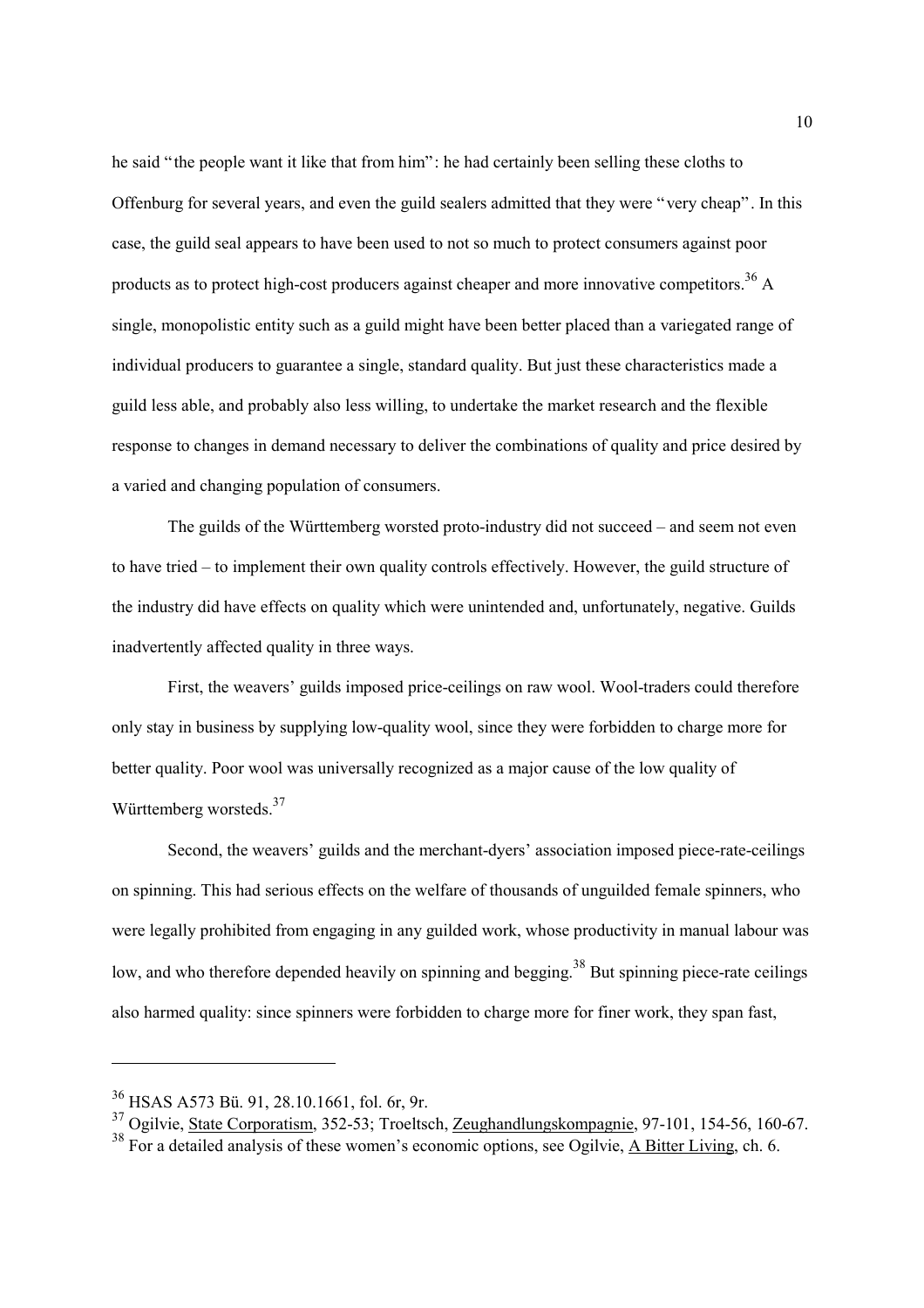he said "the people want it like that from him": he had certainly been selling these cloths to Offenburg for several years, and even the guild sealers admitted that they were "very cheap". In this case, the guild seal appears to have been used to not so much to protect consumers against poor products as to protect high-cost producers against cheaper and more innovative competitors.[36] A single, monopolistic entity such as a guild might have been better placed than a variegated range of individual producers to guarantee a single, standard quality. But just these characteristics made a guild less able, and probably also less willing, to undertake the market research and the flexible response to changes in demand necessary to deliver the combinations of quality and price desired by a varied and changing population of consumers.

The guilds of the Württemberg worsted proto-industry did not succeed – and seem not even to have tried – to implement their own quality controls effectively. However, the guild structure of the industry did have effects on quality which were unintended and, unfortunately, negative. Guilds inadvertently affected quality in three ways.

First, the weavers' guilds imposed price-ceilings on raw wool. Wool-traders could therefore only stay in business by supplying low-quality wool, since they were forbidden to charge more for better quality. Poor wool was universally recognized as a major cause of the low quality of Württemberg worsteds.[37]

Second, the weavers' guilds and the merchant-dyers' association imposed piece-rate-ceilings on spinning. This had serious effects on the welfare of thousands of unguilded female spinners, who were legally prohibited from engaging in any guilded work, whose productivity in manual labour was low, and who therefore depended heavily on spinning and begging.[38] But spinning piece-rate ceilings also harmed quality: since spinners were forbidden to charge more for finer work, they span fast,

---

[36] HSAS A573 Bü. 91, 28.10.1661, fol. 6r, 9r.

[37] Ogilvie, State Corporatism, 352-53; Troeltsch, Zeughandlungskompagnie, 97-101, 154-56, 160-67.

[38] For a detailed analysis of these women's economic options, see Ogilvie, A Bitter Living, ch. 6.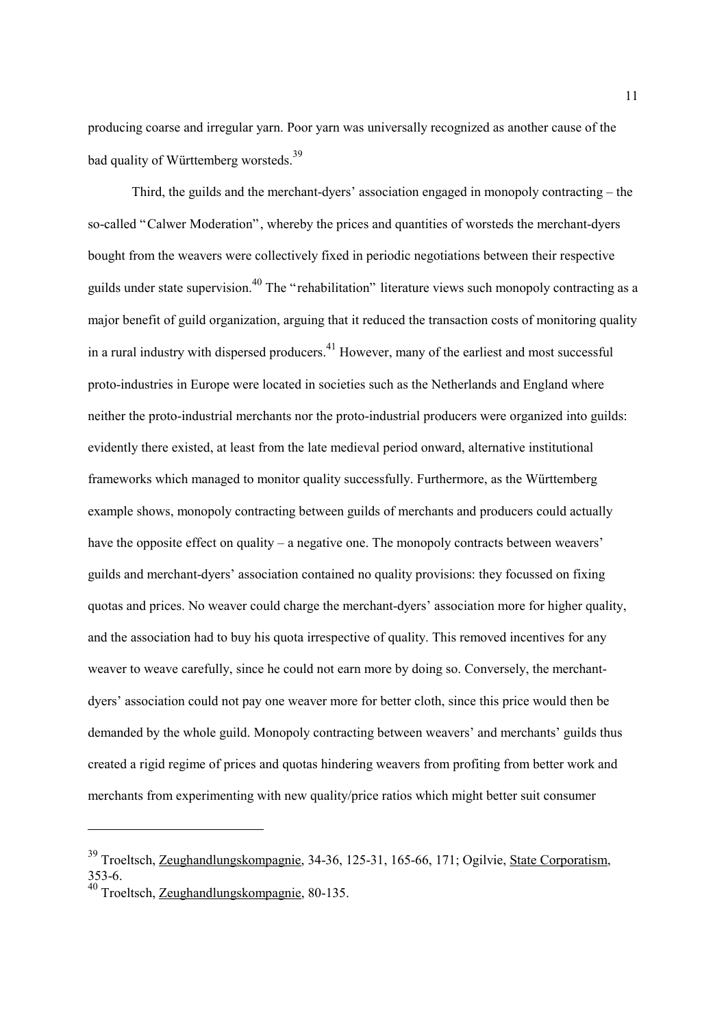producing coarse and irregular yarn. Poor yarn was universally recognized as another cause of the bad quality of Württemberg worsteds.[39]

Third, the guilds and the merchant-dyers' association engaged in monopoly contracting – the so-called "Calwer Moderation", whereby the prices and quantities of worsteds the merchant-dyers bought from the weavers were collectively fixed in periodic negotiations between their respective guilds under state supervision.[40] The "rehabilitation" literature views such monopoly contracting as a major benefit of guild organization, arguing that it reduced the transaction costs of monitoring quality in a rural industry with dispersed producers.[41] However, many of the earliest and most successful proto-industries in Europe were located in societies such as the Netherlands and England where neither the proto-industrial merchants nor the proto-industrial producers were organized into guilds: evidently there existed, at least from the late medieval period onward, alternative institutional frameworks which managed to monitor quality successfully. Furthermore, as the Württemberg example shows, monopoly contracting between guilds of merchants and producers could actually have the opposite effect on quality – a negative one. The monopoly contracts between weavers' guilds and merchant-dyers' association contained no quality provisions: they focussed on fixing quotas and prices. No weaver could charge the merchant-dyers' association more for higher quality, and the association had to buy his quota irrespective of quality. This removed incentives for any weaver to weave carefully, since he could not earn more by doing so. Conversely, the merchant-dyers' association could not pay one weaver more for better cloth, since this price would then be demanded by the whole guild. Monopoly contracting between weavers' and merchants' guilds thus created a rigid regime of prices and quotas hindering weavers from profiting from better work and merchants from experimenting with new quality/price ratios which might better suit consumer

---

[39] Troeltsch, Zeughandlungskompagnie, 34-36, 125-31, 165-66, 171; Ogilvie, State Corporatism, 353-6.

[40] Troeltsch, Zeughandlungskompagnie, 80-135.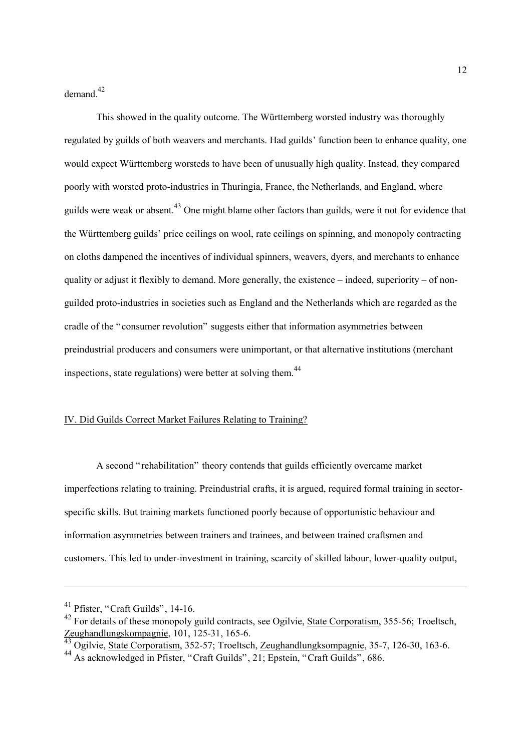demand.[42]

This showed in the quality outcome. The Württemberg worsted industry was thoroughly regulated by guilds of both weavers and merchants. Had guilds' function been to enhance quality, one would expect Württemberg worsteds to have been of unusually high quality. Instead, they compared poorly with worsted proto-industries in Thuringia, France, the Netherlands, and England, where guilds were weak or absent.[43] One might blame other factors than guilds, were it not for evidence that the Württemberg guilds' price ceilings on wool, rate ceilings on spinning, and monopoly contracting on cloths dampened the incentives of individual spinners, weavers, dyers, and merchants to enhance quality or adjust it flexibly to demand. More generally, the existence – indeed, superiority – of non-guilded proto-industries in societies such as England and the Netherlands which are regarded as the cradle of the "consumer revolution" suggests either that information asymmetries between preindustrial producers and consumers were unimportant, or that alternative institutions (merchant inspections, state regulations) were better at solving them.[44]

## IV. Did Guilds Correct Market Failures Relating to Training?

A second "rehabilitation" theory contends that guilds efficiently overcame market imperfections relating to training. Preindustrial crafts, it is argued, required formal training in sector-specific skills. But training markets functioned poorly because of opportunistic behaviour and information asymmetries between trainers and trainees, and between trained craftsmen and customers. This led to under-investment in training, scarcity of skilled labour, lower-quality output,

---

[41] Pfister, "Craft Guilds", 14-16.

[42] For details of these monopoly guild contracts, see Ogilvie, State Corporatism, 355-56; Troeltsch, Zeughandlungskompagnie, 101, 125-31, 165-6.

[43] Ogilvie, State Corporatism, 352-57; Troeltsch, Zeughandlungksompagnie, 35-7, 126-30, 163-6.

[44] As acknowledged in Pfister, "Craft Guilds", 21; Epstein, "Craft Guilds", 686.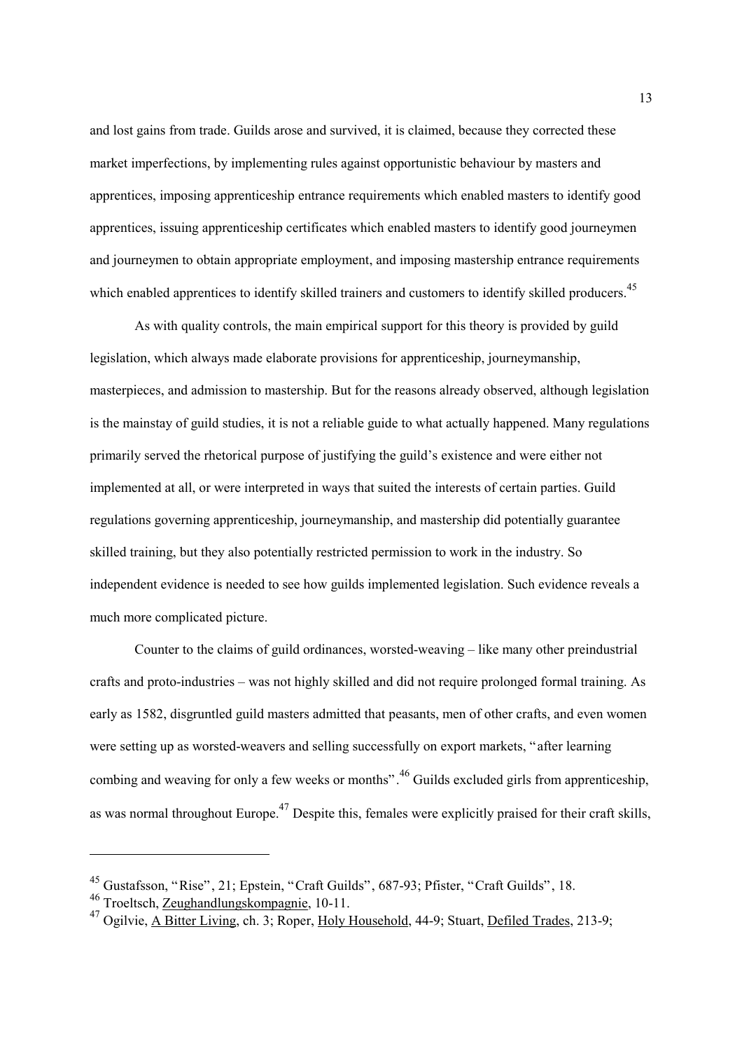and lost gains from trade. Guilds arose and survived, it is claimed, because they corrected these market imperfections, by implementing rules against opportunistic behaviour by masters and apprentices, imposing apprenticeship entrance requirements which enabled masters to identify good apprentices, issuing apprenticeship certificates which enabled masters to identify good journeymen and journeymen to obtain appropriate employment, and imposing mastership entrance requirements which enabled apprentices to identify skilled trainers and customers to identify skilled producers.[45]

As with quality controls, the main empirical support for this theory is provided by guild legislation, which always made elaborate provisions for apprenticeship, journeymanship, masterpieces, and admission to mastership. But for the reasons already observed, although legislation is the mainstay of guild studies, it is not a reliable guide to what actually happened. Many regulations primarily served the rhetorical purpose of justifying the guild's existence and were either not implemented at all, or were interpreted in ways that suited the interests of certain parties. Guild regulations governing apprenticeship, journeymanship, and mastership did potentially guarantee skilled training, but they also potentially restricted permission to work in the industry. So independent evidence is needed to see how guilds implemented legislation. Such evidence reveals a much more complicated picture.

Counter to the claims of guild ordinances, worsted-weaving – like many other preindustrial crafts and proto-industries – was not highly skilled and did not require prolonged formal training. As early as 1582, disgruntled guild masters admitted that peasants, men of other crafts, and even women were setting up as worsted-weavers and selling successfully on export markets, "after learning combing and weaving for only a few weeks or months".[46] Guilds excluded girls from apprenticeship, as was normal throughout Europe.[47] Despite this, females were explicitly praised for their craft skills,

---

[45] Gustafsson, "Rise", 21; Epstein, "Craft Guilds", 687-93; Pfister, "Craft Guilds", 18.

[46] Troeltsch, Zeughandlungskompagnie, 10-11.

[47] Ogilvie, A Bitter Living, ch. 3; Roper, Holy Household, 44-9; Stuart, Defiled Trades, 213-9;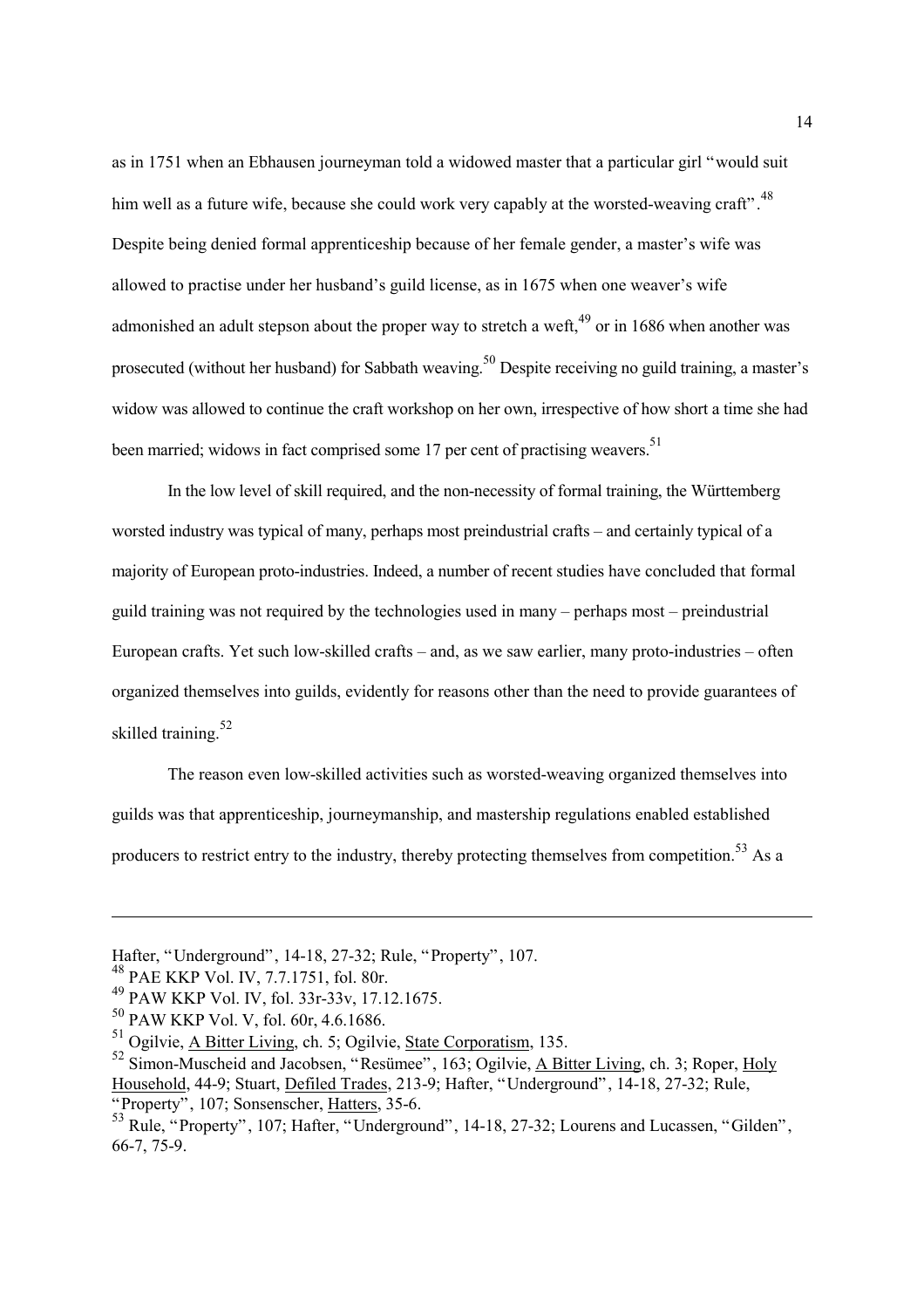as in 1751 when an Ebhausen journeyman told a widowed master that a particular girl "would suit him well as a future wife, because she could work very capably at the worsted-weaving craft".[48] Despite being denied formal apprenticeship because of her female gender, a master's wife was allowed to practise under her husband's guild license, as in 1675 when one weaver's wife admonished an adult stepson about the proper way to stretch a weft,[49] or in 1686 when another was prosecuted (without her husband) for Sabbath weaving.[50] Despite receiving no guild training, a master's widow was allowed to continue the craft workshop on her own, irrespective of how short a time she had been married; widows in fact comprised some 17 per cent of practising weavers.[51]

In the low level of skill required, and the non-necessity of formal training, the Württemberg worsted industry was typical of many, perhaps most preindustrial crafts – and certainly typical of a majority of European proto-industries. Indeed, a number of recent studies have concluded that formal guild training was not required by the technologies used in many – perhaps most – preindustrial European crafts. Yet such low-skilled crafts – and, as we saw earlier, many proto-industries – often organized themselves into guilds, evidently for reasons other than the need to provide guarantees of skilled training.[52]

The reason even low-skilled activities such as worsted-weaving organized themselves into guilds was that apprenticeship, journeymanship, and mastership regulations enabled established producers to restrict entry to the industry, thereby protecting themselves from competition.[53] As a

---

Hafter, "Underground", 14-18, 27-32; Rule, "Property", 107.

48 PAE KKP Vol. IV, 7.7.1751, fol. 80r.

49 PAW KKP Vol. IV, fol. 33r-33v, 17.12.1675.

50 PAW KKP Vol. V, fol. 60r, 4.6.1686.

51 Ogilvie, A Bitter Living, ch. 5; Ogilvie, State Corporatism, 135.

52 Simon-Muscheid and Jacobsen, "Resümee", 163; Ogilvie, A Bitter Living, ch. 3; Roper, Holy Household, 44-9; Stuart, Defiled Trades, 213-9; Hafter, "Underground", 14-18, 27-32; Rule, "Property", 107; Sonsenscher, Hatters, 35-6.

53 Rule, "Property", 107; Hafter, "Underground", 14-18, 27-32; Lourens and Lucassen, "Gilden", 66-7, 75-9.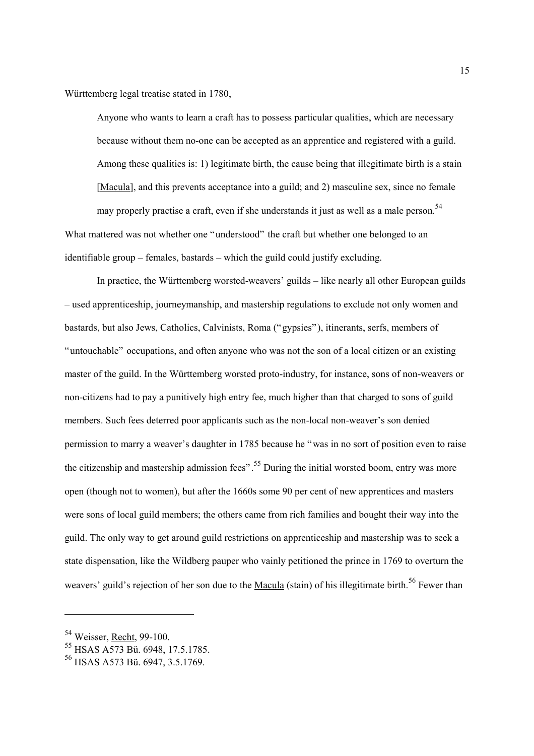Württemberg legal treatise stated in 1780,

> Anyone who wants to learn a craft has to possess particular qualities, which are necessary because without them no-one can be accepted as an apprentice and registered with a guild. Among these qualities is: 1) legitimate birth, the cause being that illegitimate birth is a stain [Macula], and this prevents acceptance into a guild; and 2) masculine sex, since no female may properly practise a craft, even if she understands it just as well as a male person.[54]

What mattered was not whether one "understood" the craft but whether one belonged to an identifiable group – females, bastards – which the guild could justify excluding.

In practice, the Württemberg worsted-weavers' guilds – like nearly all other European guilds – used apprenticeship, journeymanship, and mastership regulations to exclude not only women and bastards, but also Jews, Catholics, Calvinists, Roma ("gypsies"), itinerants, serfs, members of "untouchable" occupations, and often anyone who was not the son of a local citizen or an existing master of the guild. In the Württemberg worsted proto-industry, for instance, sons of non-weavers or non-citizens had to pay a punitively high entry fee, much higher than that charged to sons of guild members. Such fees deterred poor applicants such as the non-local non-weaver's son denied permission to marry a weaver's daughter in 1785 because he "was in no sort of position even to raise the citizenship and mastership admission fees".[55] During the initial worsted boom, entry was more open (though not to women), but after the 1660s some 90 per cent of new apprentices and masters were sons of local guild members; the others came from rich families and bought their way into the guild. The only way to get around guild restrictions on apprenticeship and mastership was to seek a state dispensation, like the Wildberg pauper who vainly petitioned the prince in 1769 to overturn the weavers' guild's rejection of her son due to the Macula (stain) of his illegitimate birth.[56] Fewer than

[54] Weisser, Recht, 99-100.

[55] HSAS A573 Bü. 6948, 17.5.1785.

[56] HSAS A573 Bü. 6947, 3.5.1769.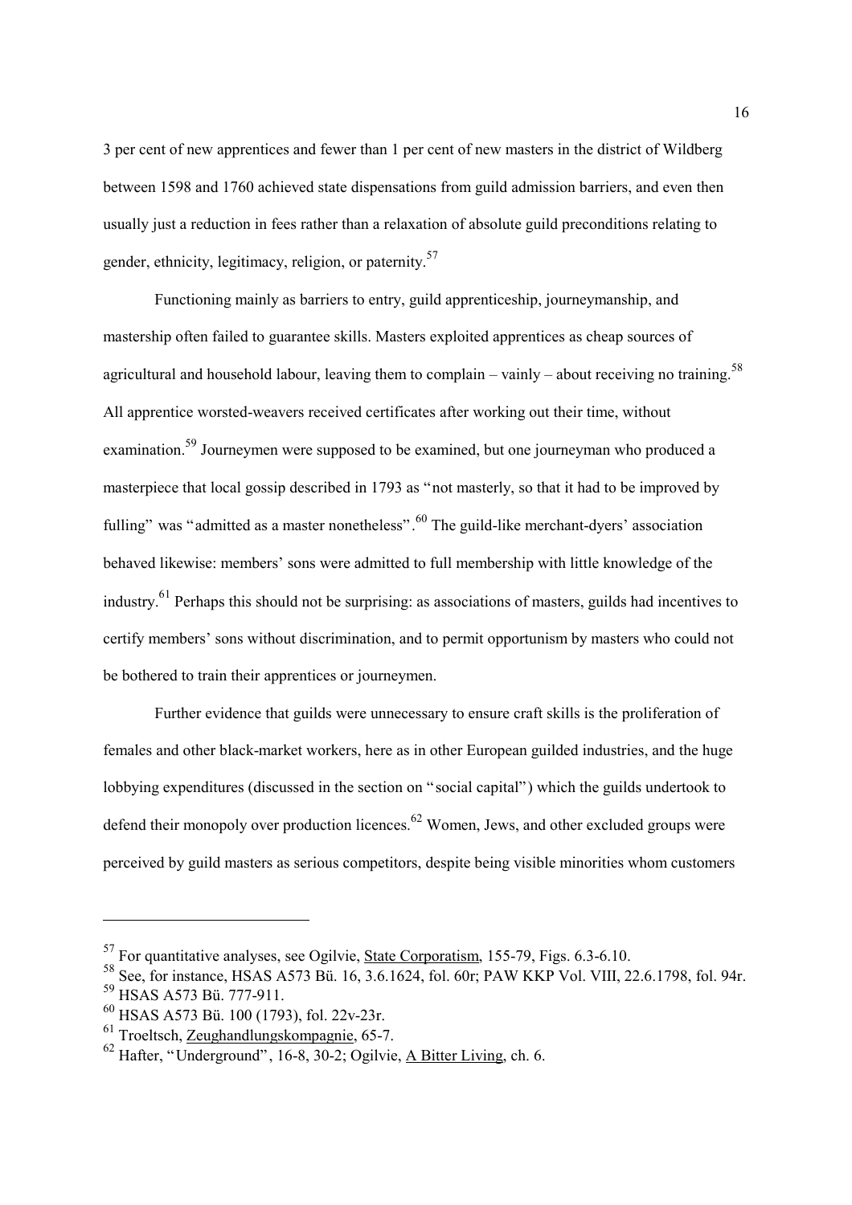3 per cent of new apprentices and fewer than 1 per cent of new masters in the district of Wildberg between 1598 and 1760 achieved state dispensations from guild admission barriers, and even then usually just a reduction in fees rather than a relaxation of absolute guild preconditions relating to gender, ethnicity, legitimacy, religion, or paternity.[57]

Functioning mainly as barriers to entry, guild apprenticeship, journeymanship, and mastership often failed to guarantee skills. Masters exploited apprentices as cheap sources of agricultural and household labour, leaving them to complain – vainly – about receiving no training.[58] All apprentice worsted-weavers received certificates after working out their time, without examination.[59] Journeymen were supposed to be examined, but one journeyman who produced a masterpiece that local gossip described in 1793 as "not masterly, so that it had to be improved by fulling" was "admitted as a master nonetheless".[60] The guild-like merchant-dyers' association behaved likewise: members' sons were admitted to full membership with little knowledge of the industry.[61] Perhaps this should not be surprising: as associations of masters, guilds had incentives to certify members' sons without discrimination, and to permit opportunism by masters who could not be bothered to train their apprentices or journeymen.

Further evidence that guilds were unnecessary to ensure craft skills is the proliferation of females and other black-market workers, here as in other European guilded industries, and the huge lobbying expenditures (discussed in the section on "social capital") which the guilds undertook to defend their monopoly over production licences.[62] Women, Jews, and other excluded groups were perceived by guild masters as serious competitors, despite being visible minorities whom customers

---

[57] For quantitative analyses, see Ogilvie, State Corporatism, 155-79, Figs. 6.3-6.10.

[58] See, for instance, HSAS A573 Bü. 16, 3.6.1624, fol. 60r; PAW KKP Vol. VIII, 22.6.1798, fol. 94r.

[59] HSAS A573 Bü. 777-911.

[60] HSAS A573 Bü. 100 (1793), fol. 22v-23r.

[61] Troeltsch, Zeughandlungskompagnie, 65-7.

[62] Hafter, "Underground", 16-8, 30-2; Ogilvie, A Bitter Living, ch. 6.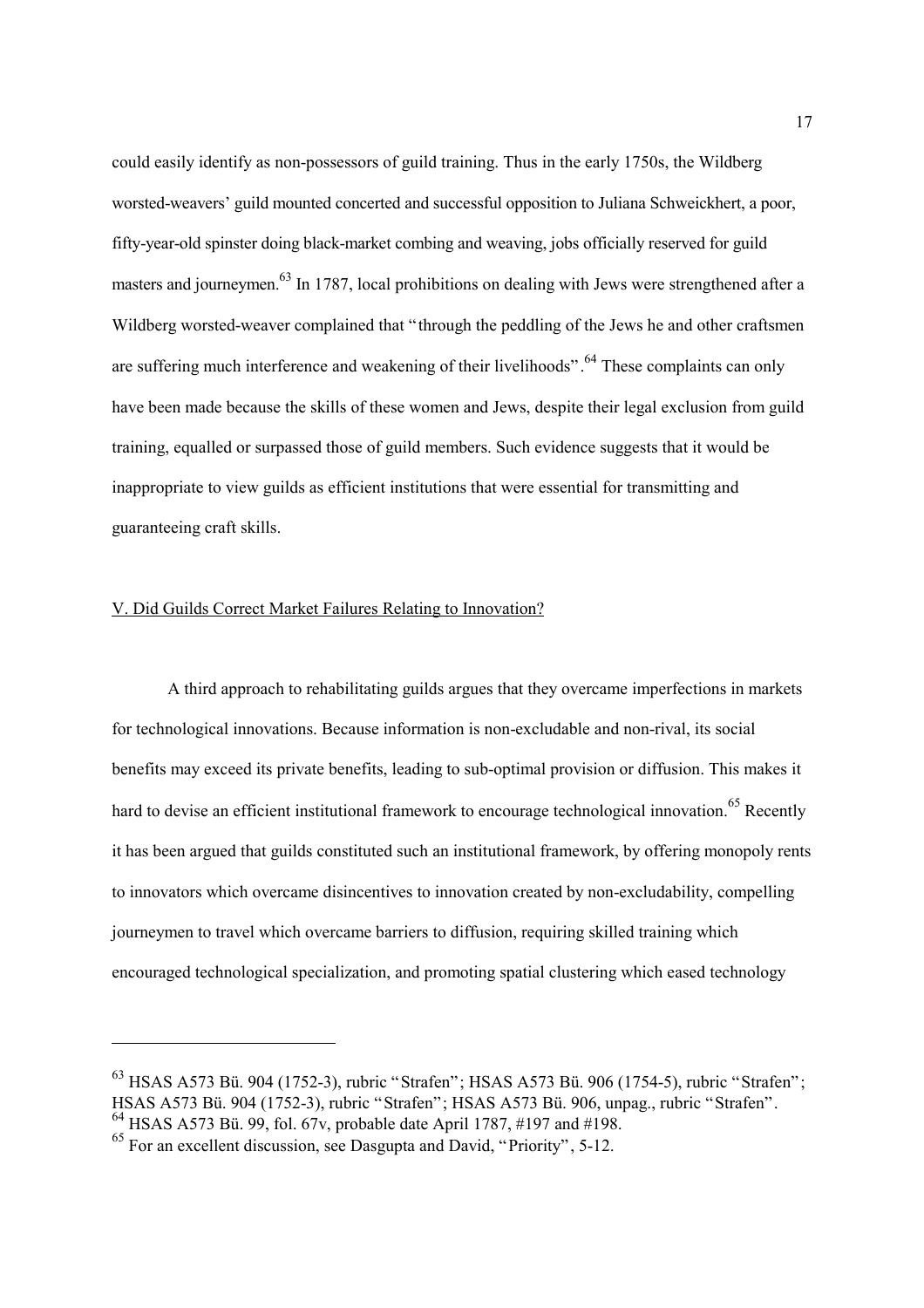could easily identify as non-possessors of guild training. Thus in the early 1750s, the Wildberg worsted-weavers' guild mounted concerted and successful opposition to Juliana Schweickhert, a poor, fifty-year-old spinster doing black-market combing and weaving, jobs officially reserved for guild masters and journeymen.[63] In 1787, local prohibitions on dealing with Jews were strengthened after a Wildberg worsted-weaver complained that "through the peddling of the Jews he and other craftsmen are suffering much interference and weakening of their livelihoods".[64] These complaints can only have been made because the skills of these women and Jews, despite their legal exclusion from guild training, equalled or surpassed those of guild members. Such evidence suggests that it would be inappropriate to view guilds as efficient institutions that were essential for transmitting and guaranteeing craft skills.

## V. Did Guilds Correct Market Failures Relating to Innovation?

A third approach to rehabilitating guilds argues that they overcame imperfections in markets for technological innovations. Because information is non-excludable and non-rival, its social benefits may exceed its private benefits, leading to sub-optimal provision or diffusion. This makes it hard to devise an efficient institutional framework to encourage technological innovation.[65] Recently it has been argued that guilds constituted such an institutional framework, by offering monopoly rents to innovators which overcame disincentives to innovation created by non-excludability, compelling journeymen to travel which overcame barriers to diffusion, requiring skilled training which encouraged technological specialization, and promoting spatial clustering which eased technology

---

[63] HSAS A573 Bü. 904 (1752-3), rubric "Strafen"; HSAS A573 Bü. 906 (1754-5), rubric "Strafen"; HSAS A573 Bü. 904 (1752-3), rubric "Strafen"; HSAS A573 Bü. 906, unpag., rubric "Strafen".

[64] HSAS A573 Bü. 99, fol. 67v, probable date April 1787, #197 and #198.

[65] For an excellent discussion, see Dasgupta and David, "Priority", 5-12.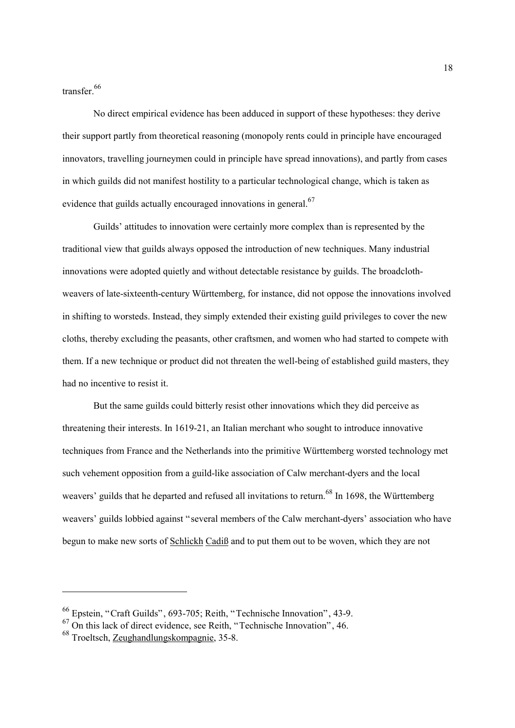transfer.[66]

No direct empirical evidence has been adduced in support of these hypotheses: they derive their support partly from theoretical reasoning (monopoly rents could in principle have encouraged innovators, travelling journeymen could in principle have spread innovations), and partly from cases in which guilds did not manifest hostility to a particular technological change, which is taken as evidence that guilds actually encouraged innovations in general.[67]

Guilds' attitudes to innovation were certainly more complex than is represented by the traditional view that guilds always opposed the introduction of new techniques. Many industrial innovations were adopted quietly and without detectable resistance by guilds. The broadcloth-weavers of late-sixteenth-century Württemberg, for instance, did not oppose the innovations involved in shifting to worsteds. Instead, they simply extended their existing guild privileges to cover the new cloths, thereby excluding the peasants, other craftsmen, and women who had started to compete with them. If a new technique or product did not threaten the well-being of established guild masters, they had no incentive to resist it.

But the same guilds could bitterly resist other innovations which they did perceive as threatening their interests. In 1619-21, an Italian merchant who sought to introduce innovative techniques from France and the Netherlands into the primitive Württemberg worsted technology met such vehement opposition from a guild-like association of Calw merchant-dyers and the local weavers' guilds that he departed and refused all invitations to return.[68] In 1698, the Württemberg weavers' guilds lobbied against "several members of the Calw merchant-dyers' association who have begun to make new sorts of <u>Schlickh</u> <u>Cadiß</u> and to put them out to be woven, which they are not

---

[66] Epstein, "Craft Guilds", 693-705; Reith, "Technische Innovation", 43-9.

[67] On this lack of direct evidence, see Reith, "Technische Innovation", 46.

[68] Troeltsch, <u>Zeughandlungskompagnie</u>, 35-8.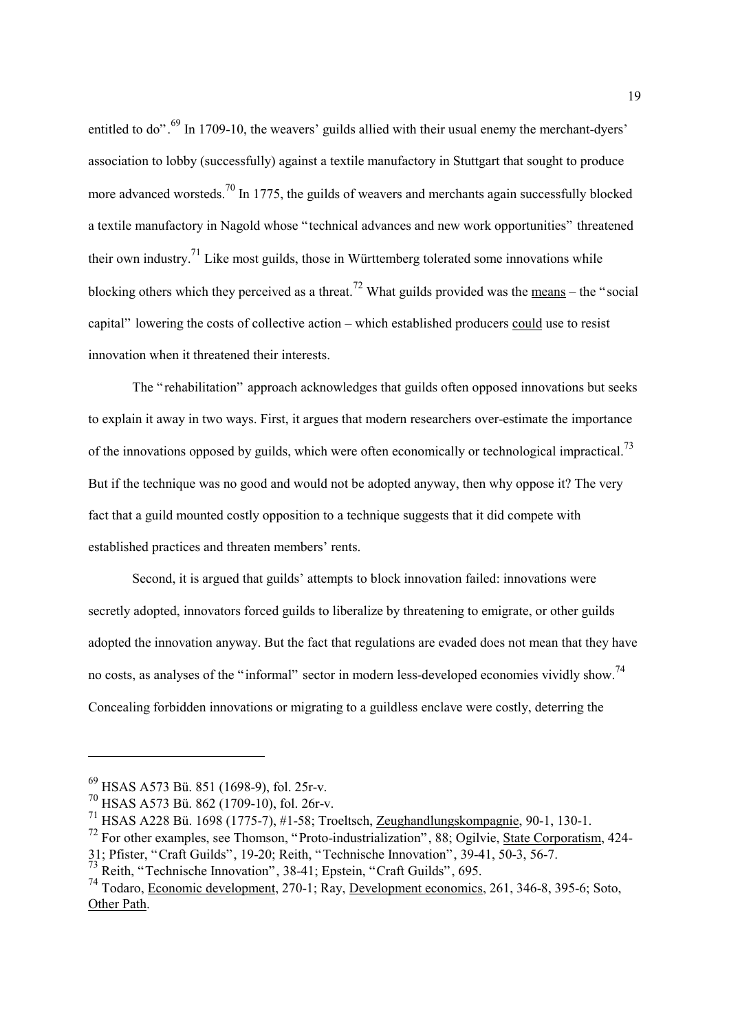entitled to do".[69] In 1709-10, the weavers' guilds allied with their usual enemy the merchant-dyers' association to lobby (successfully) against a textile manufactory in Stuttgart that sought to produce more advanced worsteds.[70] In 1775, the guilds of weavers and merchants again successfully blocked a textile manufactory in Nagold whose "technical advances and new work opportunities" threatened their own industry.[71] Like most guilds, those in Württemberg tolerated some innovations while blocking others which they perceived as a threat.[72] What guilds provided was the <u>means</u> – the "social capital" lowering the costs of collective action – which established producers <u>could</u> use to resist innovation when it threatened their interests.

The "rehabilitation" approach acknowledges that guilds often opposed innovations but seeks to explain it away in two ways. First, it argues that modern researchers over-estimate the importance of the innovations opposed by guilds, which were often economically or technological impractical.[73] But if the technique was no good and would not be adopted anyway, then why oppose it? The very fact that a guild mounted costly opposition to a technique suggests that it did compete with established practices and threaten members' rents.

Second, it is argued that guilds' attempts to block innovation failed: innovations were secretly adopted, innovators forced guilds to liberalize by threatening to emigrate, or other guilds adopted the innovation anyway. But the fact that regulations are evaded does not mean that they have no costs, as analyses of the "informal" sector in modern less-developed economies vividly show.[74] Concealing forbidden innovations or migrating to a guildless enclave were costly, deterring the

---

[69] HSAS A573 Bü. 851 (1698-9), fol. 25r-v.

[70] HSAS A573 Bü. 862 (1709-10), fol. 26r-v.

[71] HSAS A228 Bü. 1698 (1775-7), #1-58; Troeltsch, <u>Zeughandlungskompagnie</u>, 90-1, 130-1.

[72] For other examples, see Thomson, "Proto-industrialization", 88; Ogilvie, <u>State Corporatism</u>, 424-31; Pfister, "Craft Guilds", 19-20; Reith, "Technische Innovation", 39-41, 50-3, 56-7.

[73] Reith, "Technische Innovation", 38-41; Epstein, "Craft Guilds", 695.

[74] Todaro, <u>Economic development</u>, 270-1; Ray, <u>Development economics</u>, 261, 346-8, 395-6; Soto, <u>Other Path</u>.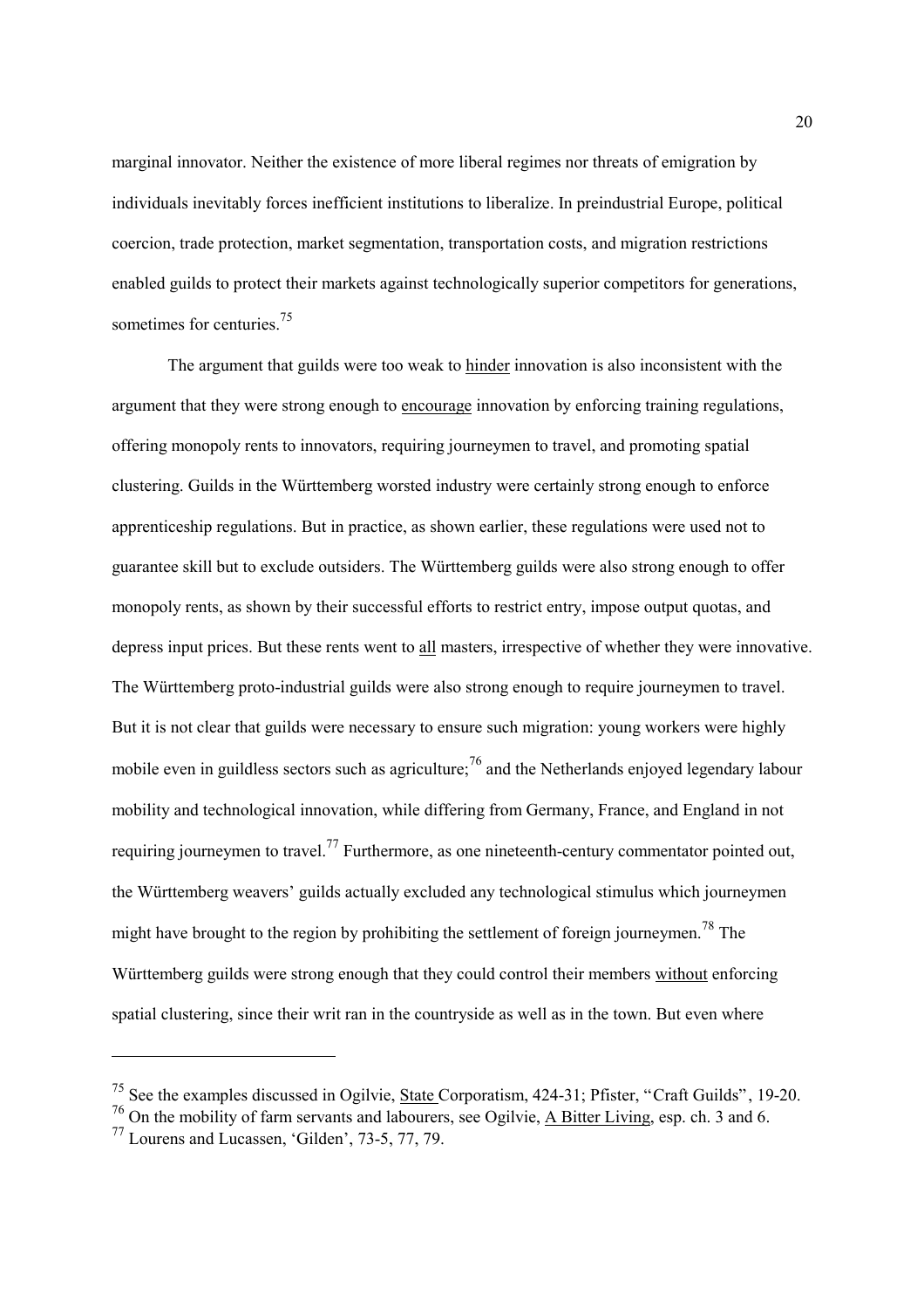marginal innovator. Neither the existence of more liberal regimes nor threats of emigration by individuals inevitably forces inefficient institutions to liberalize. In preindustrial Europe, political coercion, trade protection, market segmentation, transportation costs, and migration restrictions enabled guilds to protect their markets against technologically superior competitors for generations, sometimes for centuries.[75]

The argument that guilds were too weak to <u>hinder</u> innovation is also inconsistent with the argument that they were strong enough to <u>encourage</u> innovation by enforcing training regulations, offering monopoly rents to innovators, requiring journeymen to travel, and promoting spatial clustering. Guilds in the Württemberg worsted industry were certainly strong enough to enforce apprenticeship regulations. But in practice, as shown earlier, these regulations were used not to guarantee skill but to exclude outsiders. The Württemberg guilds were also strong enough to offer monopoly rents, as shown by their successful efforts to restrict entry, impose output quotas, and depress input prices. But these rents went to <u>all</u> masters, irrespective of whether they were innovative. The Württemberg proto-industrial guilds were also strong enough to require journeymen to travel. But it is not clear that guilds were necessary to ensure such migration: young workers were highly mobile even in guildless sectors such as agriculture;[76] and the Netherlands enjoyed legendary labour mobility and technological innovation, while differing from Germany, France, and England in not requiring journeymen to travel.[77] Furthermore, as one nineteenth-century commentator pointed out, the Württemberg weavers' guilds actually excluded any technological stimulus which journeymen might have brought to the region by prohibiting the settlement of foreign journeymen.[78] The Württemberg guilds were strong enough that they could control their members <u>without</u> enforcing spatial clustering, since their writ ran in the countryside as well as in the town. But even where

---

[75] See the examples discussed in Ogilvie, <u>State</u> Corporatism, 424-31; Pfister, "Craft Guilds", 19-20.

[76] On the mobility of farm servants and labourers, see Ogilvie, <u>A Bitter Living</u>, esp. ch. 3 and 6.

[77] Lourens and Lucassen, 'Gilden', 73-5, 77, 79.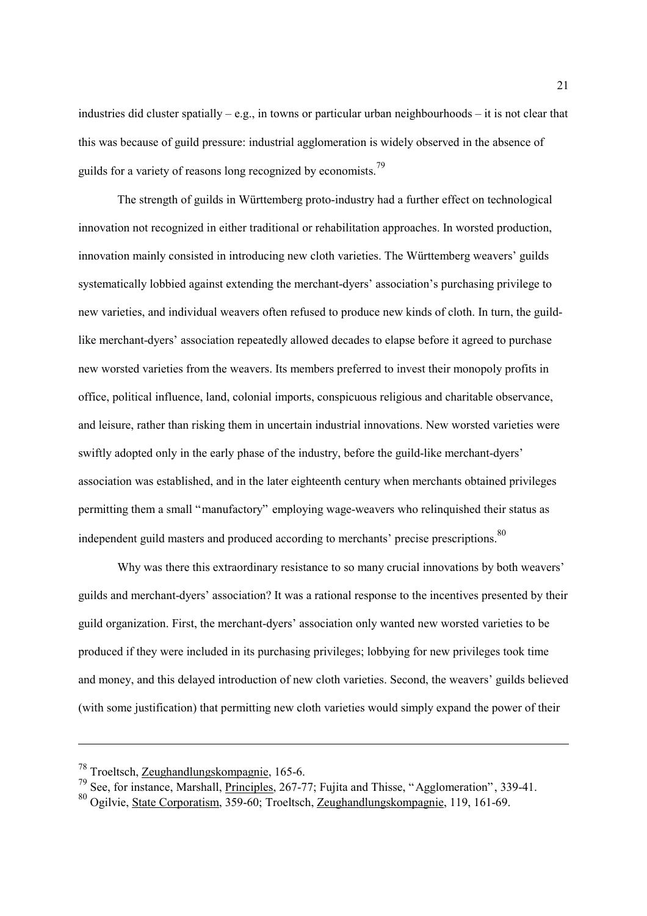industries did cluster spatially – e.g., in towns or particular urban neighbourhoods – it is not clear that this was because of guild pressure: industrial agglomeration is widely observed in the absence of guilds for a variety of reasons long recognized by economists.[79]

The strength of guilds in Württemberg proto-industry had a further effect on technological innovation not recognized in either traditional or rehabilitation approaches. In worsted production, innovation mainly consisted in introducing new cloth varieties. The Württemberg weavers' guilds systematically lobbied against extending the merchant-dyers' association's purchasing privilege to new varieties, and individual weavers often refused to produce new kinds of cloth. In turn, the guild-like merchant-dyers' association repeatedly allowed decades to elapse before it agreed to purchase new worsted varieties from the weavers. Its members preferred to invest their monopoly profits in office, political influence, land, colonial imports, conspicuous religious and charitable observance, and leisure, rather than risking them in uncertain industrial innovations. New worsted varieties were swiftly adopted only in the early phase of the industry, before the guild-like merchant-dyers' association was established, and in the later eighteenth century when merchants obtained privileges permitting them a small "manufactory" employing wage-weavers who relinquished their status as independent guild masters and produced according to merchants' precise prescriptions.[80]

Why was there this extraordinary resistance to so many crucial innovations by both weavers' guilds and merchant-dyers' association? It was a rational response to the incentives presented by their guild organization. First, the merchant-dyers' association only wanted new worsted varieties to be produced if they were included in its purchasing privileges; lobbying for new privileges took time and money, and this delayed introduction of new cloth varieties. Second, the weavers' guilds believed (with some justification) that permitting new cloth varieties would simply expand the power of their

---

[78] Troeltsch, Zeughandlungskompagnie, 165-6.

[79] See, for instance, Marshall, Principles, 267-77; Fujita and Thisse, "Agglomeration", 339-41.

[80] Ogilvie, State Corporatism, 359-60; Troeltsch, Zeughandlungskompagnie, 119, 161-69.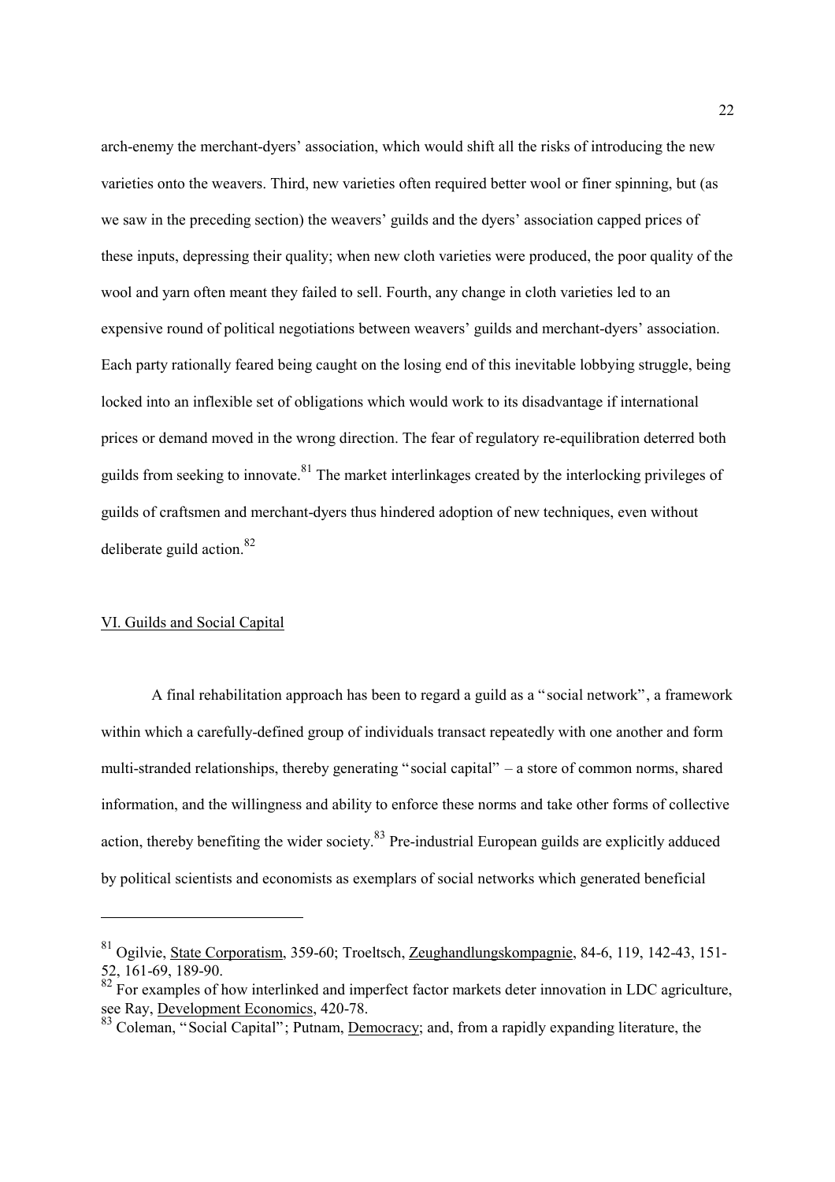arch-enemy the merchant-dyers' association, which would shift all the risks of introducing the new varieties onto the weavers. Third, new varieties often required better wool or finer spinning, but (as we saw in the preceding section) the weavers' guilds and the dyers' association capped prices of these inputs, depressing their quality; when new cloth varieties were produced, the poor quality of the wool and yarn often meant they failed to sell. Fourth, any change in cloth varieties led to an expensive round of political negotiations between weavers' guilds and merchant-dyers' association. Each party rationally feared being caught on the losing end of this inevitable lobbying struggle, being locked into an inflexible set of obligations which would work to its disadvantage if international prices or demand moved in the wrong direction. The fear of regulatory re-equilibration deterred both guilds from seeking to innovate.[81] The market interlinkages created by the interlocking privileges of guilds of craftsmen and merchant-dyers thus hindered adoption of new techniques, even without deliberate guild action.[82]

## VI. Guilds and Social Capital

A final rehabilitation approach has been to regard a guild as a "social network", a framework within which a carefully-defined group of individuals transact repeatedly with one another and form multi-stranded relationships, thereby generating "social capital" – a store of common norms, shared information, and the willingness and ability to enforce these norms and take other forms of collective action, thereby benefiting the wider society.[83] Pre-industrial European guilds are explicitly adduced by political scientists and economists as exemplars of social networks which generated beneficial

---

[81] Ogilvie, State Corporatism, 359-60; Troeltsch, Zeughandlungskompagnie, 84-6, 119, 142-43, 151-52, 161-69, 189-90.

[82] For examples of how interlinked and imperfect factor markets deter innovation in LDC agriculture, see Ray, Development Economics, 420-78.

[83] Coleman, "Social Capital"; Putnam, Democracy; and, from a rapidly expanding literature, the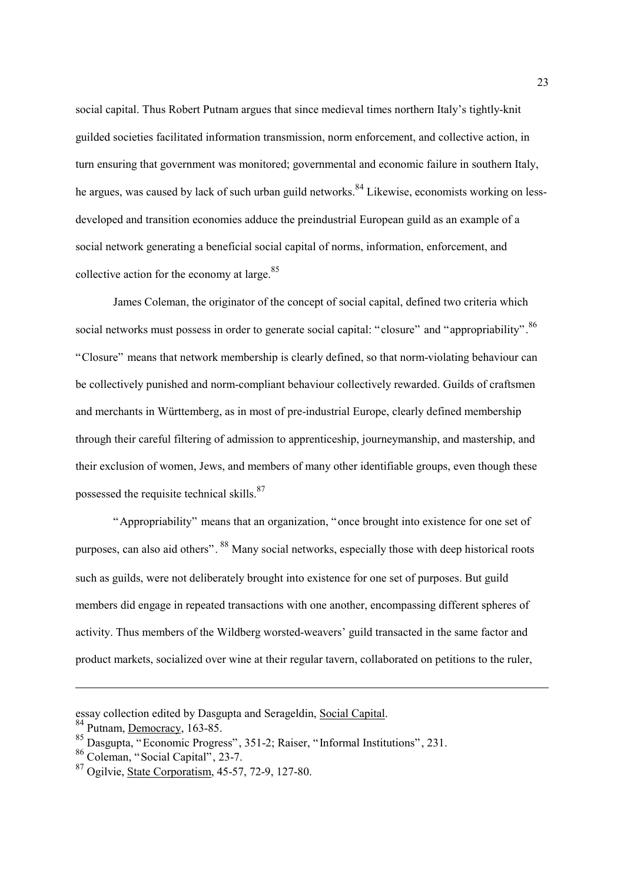social capital. Thus Robert Putnam argues that since medieval times northern Italy's tightly-knit guilded societies facilitated information transmission, norm enforcement, and collective action, in turn ensuring that government was monitored; governmental and economic failure in southern Italy, he argues, was caused by lack of such urban guild networks.[84] Likewise, economists working on less-developed and transition economies adduce the preindustrial European guild as an example of a social network generating a beneficial social capital of norms, information, enforcement, and collective action for the economy at large.[85]

James Coleman, the originator of the concept of social capital, defined two criteria which social networks must possess in order to generate social capital: "closure" and "appropriability".[86] "Closure" means that network membership is clearly defined, so that norm-violating behaviour can be collectively punished and norm-compliant behaviour collectively rewarded. Guilds of craftsmen and merchants in Württemberg, as in most of pre-industrial Europe, clearly defined membership through their careful filtering of admission to apprenticeship, journeymanship, and mastership, and their exclusion of women, Jews, and members of many other identifiable groups, even though these possessed the requisite technical skills.[87]

"Appropriability" means that an organization, "once brought into existence for one set of purposes, can also aid others".[88] Many social networks, especially those with deep historical roots such as guilds, were not deliberately brought into existence for one set of purposes. But guild members did engage in repeated transactions with one another, encompassing different spheres of activity. Thus members of the Wildberg worsted-weavers' guild transacted in the same factor and product markets, socialized over wine at their regular tavern, collaborated on petitions to the ruler,

---

essay collection edited by Dasgupta and Serageldin, <u>Social Capital</u>.

[84] Putnam, <u>Democracy</u>, 163-85.

[85] Dasgupta, "Economic Progress", 351-2; Raiser, "Informal Institutions", 231.

[86] Coleman, "Social Capital", 23-7.

[87] Ogilvie, <u>State Corporatism</u>, 45-57, 72-9, 127-80.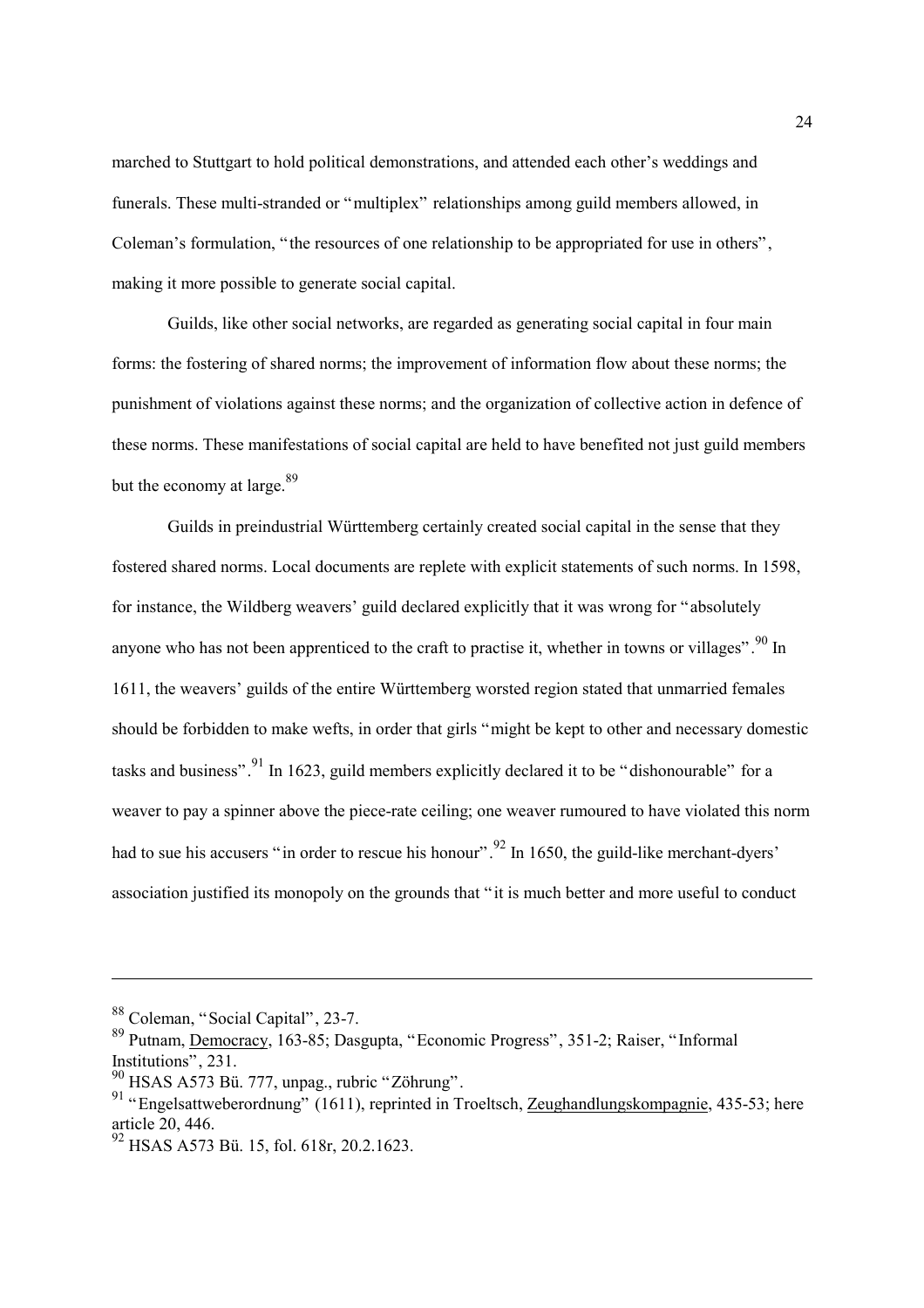marched to Stuttgart to hold political demonstrations, and attended each other's weddings and funerals. These multi-stranded or "multiplex" relationships among guild members allowed, in Coleman's formulation, "the resources of one relationship to be appropriated for use in others", making it more possible to generate social capital.

Guilds, like other social networks, are regarded as generating social capital in four main forms: the fostering of shared norms; the improvement of information flow about these norms; the punishment of violations against these norms; and the organization of collective action in defence of these norms. These manifestations of social capital are held to have benefited not just guild members but the economy at large.[89]

Guilds in preindustrial Württemberg certainly created social capital in the sense that they fostered shared norms. Local documents are replete with explicit statements of such norms. In 1598, for instance, the Wildberg weavers' guild declared explicitly that it was wrong for "absolutely anyone who has not been apprenticed to the craft to practise it, whether in towns or villages".[90] In 1611, the weavers' guilds of the entire Württemberg worsted region stated that unmarried females should be forbidden to make wefts, in order that girls "might be kept to other and necessary domestic tasks and business".[91] In 1623, guild members explicitly declared it to be "dishonourable" for a weaver to pay a spinner above the piece-rate ceiling; one weaver rumoured to have violated this norm had to sue his accusers "in order to rescue his honour".[92] In 1650, the guild-like merchant-dyers' association justified its monopoly on the grounds that "it is much better and more useful to conduct

---

[88] Coleman, "Social Capital", 23-7.

[89] Putnam, Democracy, 163-85; Dasgupta, "Economic Progress", 351-2; Raiser, "Informal Institutions", 231.

[90] HSAS A573 Bü. 777, unpag., rubric "Zöhrung".

[91] "Engelsattweberordnung" (1611), reprinted in Troeltsch, Zeughandlungskompagnie, 435-53; here article 20, 446.

[92] HSAS A573 Bü. 15, fol. 618r, 20.2.1623.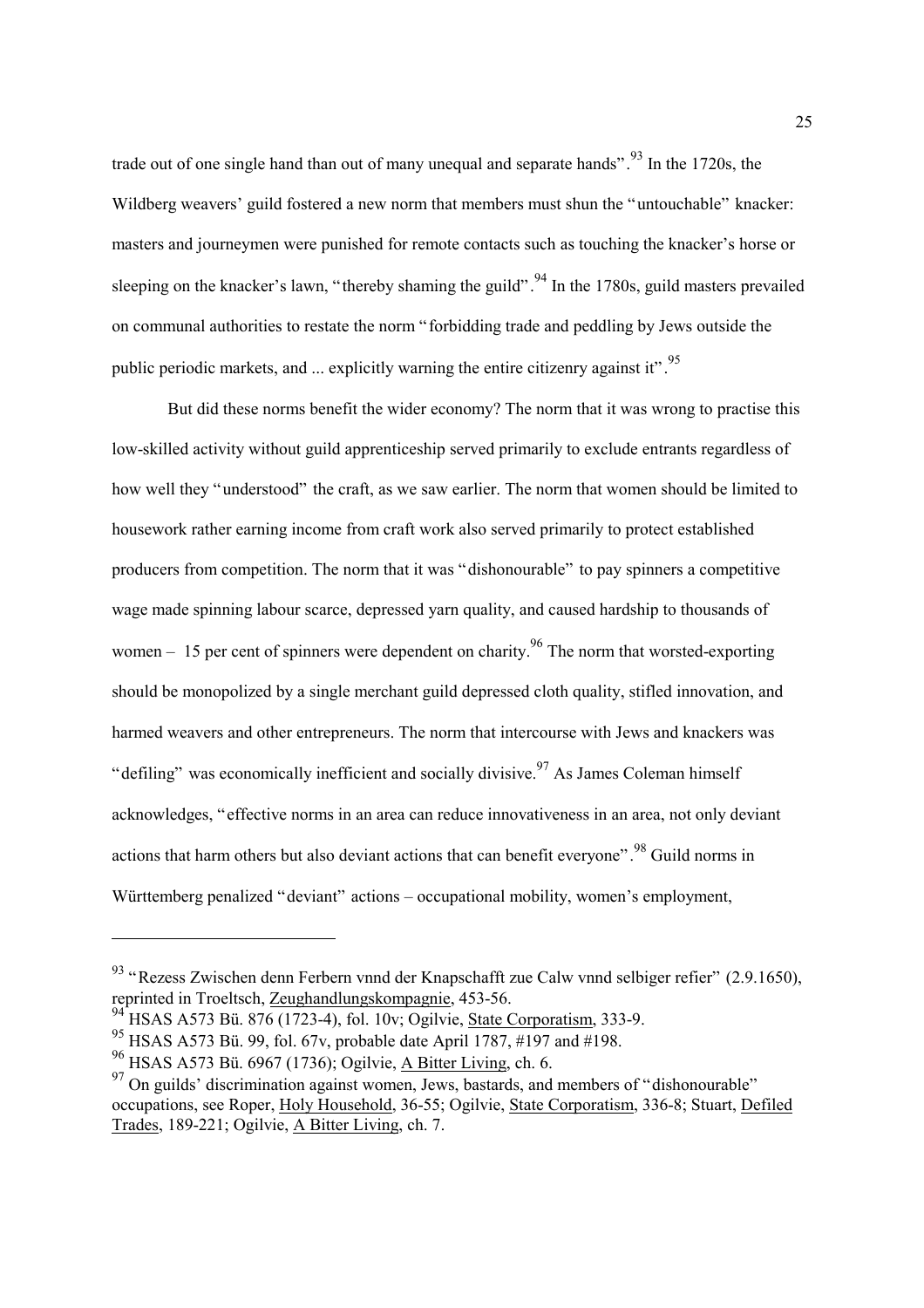trade out of one single hand than out of many unequal and separate hands".[93] In the 1720s, the Wildberg weavers' guild fostered a new norm that members must shun the "untouchable" knacker: masters and journeymen were punished for remote contacts such as touching the knacker's horse or sleeping on the knacker's lawn, "thereby shaming the guild".[94] In the 1780s, guild masters prevailed on communal authorities to restate the norm "forbidding trade and peddling by Jews outside the public periodic markets, and ... explicitly warning the entire citizenry against it".[95]

But did these norms benefit the wider economy? The norm that it was wrong to practise this low-skilled activity without guild apprenticeship served primarily to exclude entrants regardless of how well they "understood" the craft, as we saw earlier. The norm that women should be limited to housework rather earning income from craft work also served primarily to protect established producers from competition. The norm that it was "dishonourable" to pay spinners a competitive wage made spinning labour scarce, depressed yarn quality, and caused hardship to thousands of women – 15 per cent of spinners were dependent on charity.[96] The norm that worsted-exporting should be monopolized by a single merchant guild depressed cloth quality, stifled innovation, and harmed weavers and other entrepreneurs. The norm that intercourse with Jews and knackers was "defiling" was economically inefficient and socially divisive.[97] As James Coleman himself acknowledges, "effective norms in an area can reduce innovativeness in an area, not only deviant actions that harm others but also deviant actions that can benefit everyone".[98] Guild norms in Württemberg penalized "deviant" actions – occupational mobility, women's employment,

---

[93] "Rezess Zwischen denn Ferbern vnnd der Knapschafft zue Calw vnnd selbiger refier" (2.9.1650), reprinted in Troeltsch, Zeughandlungskompagnie, 453-56.

[94] HSAS A573 Bü. 876 (1723-4), fol. 10v; Ogilvie, State Corporatism, 333-9.

[95] HSAS A573 Bü. 99, fol. 67v, probable date April 1787, #197 and #198.

[96] HSAS A573 Bü. 6967 (1736); Ogilvie, A Bitter Living, ch. 6.

[97] On guilds' discrimination against women, Jews, bastards, and members of "dishonourable" occupations, see Roper, Holy Household, 36-55; Ogilvie, State Corporatism, 336-8; Stuart, Defiled Trades, 189-221; Ogilvie, A Bitter Living, ch. 7.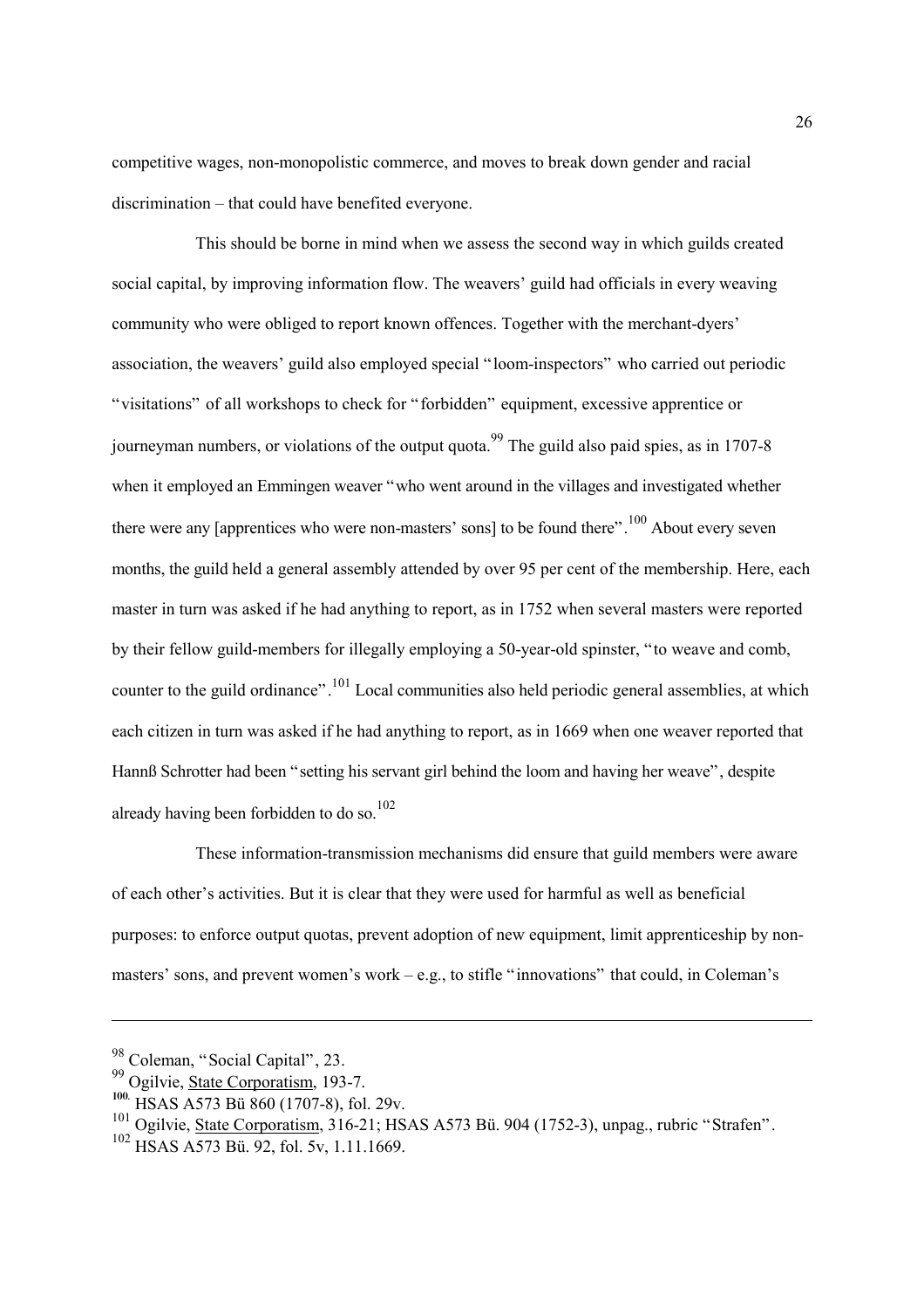competitive wages, non-monopolistic commerce, and moves to break down gender and racial discrimination – that could have benefited everyone.

This should be borne in mind when we assess the second way in which guilds created social capital, by improving information flow. The weavers' guild had officials in every weaving community who were obliged to report known offences. Together with the merchant-dyers' association, the weavers' guild also employed special "loom-inspectors" who carried out periodic "visitations" of all workshops to check for "forbidden" equipment, excessive apprentice or journeyman numbers, or violations of the output quota.[99] The guild also paid spies, as in 1707-8 when it employed an Emmingen weaver "who went around in the villages and investigated whether there were any [apprentices who were non-masters' sons] to be found there".[100] About every seven months, the guild held a general assembly attended by over 95 per cent of the membership. Here, each master in turn was asked if he had anything to report, as in 1752 when several masters were reported by their fellow guild-members for illegally employing a 50-year-old spinster, "to weave and comb, counter to the guild ordinance".[101] Local communities also held periodic general assemblies, at which each citizen in turn was asked if he had anything to report, as in 1669 when one weaver reported that Hannß Schrotter had been "setting his servant girl behind the loom and having her weave", despite already having been forbidden to do so.[102]

These information-transmission mechanisms did ensure that guild members were aware of each other's activities. But it is clear that they were used for harmful as well as beneficial purposes: to enforce output quotas, prevent adoption of new equipment, limit apprenticeship by non-masters' sons, and prevent women's work – e.g., to stifle "innovations" that could, in Coleman's

---

[98] Coleman, "Social Capital", 23.

[99] Ogilvie, State Corporatism, 193-7.

[100] HSAS A573 Bü 860 (1707-8), fol. 29v.

[101] Ogilvie, State Corporatism, 316-21; HSAS A573 Bü. 904 (1752-3), unpag., rubric "Strafen".

[102] HSAS A573 Bü. 92, fol. 5v, 1.11.1669.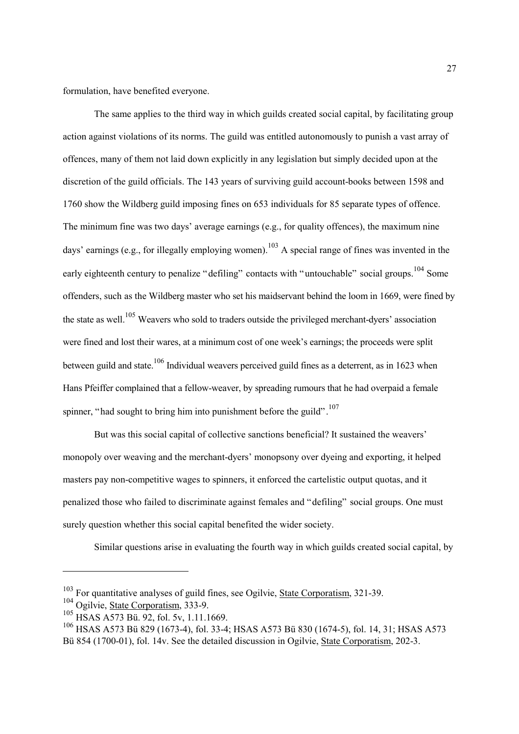formulation, have benefited everyone.

The same applies to the third way in which guilds created social capital, by facilitating group action against violations of its norms. The guild was entitled autonomously to punish a vast array of offences, many of them not laid down explicitly in any legislation but simply decided upon at the discretion of the guild officials. The 143 years of surviving guild account-books between 1598 and 1760 show the Wildberg guild imposing fines on 653 individuals for 85 separate types of offence. The minimum fine was two days' average earnings (e.g., for quality offences), the maximum nine days' earnings (e.g., for illegally employing women).[103] A special range of fines was invented in the early eighteenth century to penalize "defiling" contacts with "untouchable" social groups.[104] Some offenders, such as the Wildberg master who set his maidservant behind the loom in 1669, were fined by the state as well.[105] Weavers who sold to traders outside the privileged merchant-dyers' association were fined and lost their wares, at a minimum cost of one week's earnings; the proceeds were split between guild and state.[106] Individual weavers perceived guild fines as a deterrent, as in 1623 when Hans Pfeiffer complained that a fellow-weaver, by spreading rumours that he had overpaid a female spinner, "had sought to bring him into punishment before the guild".[107]

But was this social capital of collective sanctions beneficial? It sustained the weavers' monopoly over weaving and the merchant-dyers' monopsony over dyeing and exporting, it helped masters pay non-competitive wages to spinners, it enforced the cartelistic output quotas, and it penalized those who failed to discriminate against females and "defiling" social groups. One must surely question whether this social capital benefited the wider society.

Similar questions arise in evaluating the fourth way in which guilds created social capital, by

---

[103] For quantitative analyses of guild fines, see Ogilvie, State Corporatism, 321-39.

[104] Ogilvie, State Corporatism, 333-9.

[105] HSAS A573 Bü. 92, fol. 5v, 1.11.1669.

[106] HSAS A573 Bü 829 (1673-4), fol. 33-4; HSAS A573 Bü 830 (1674-5), fol. 14, 31; HSAS A573 Bü 854 (1700-01), fol. 14v. See the detailed discussion in Ogilvie, State Corporatism, 202-3.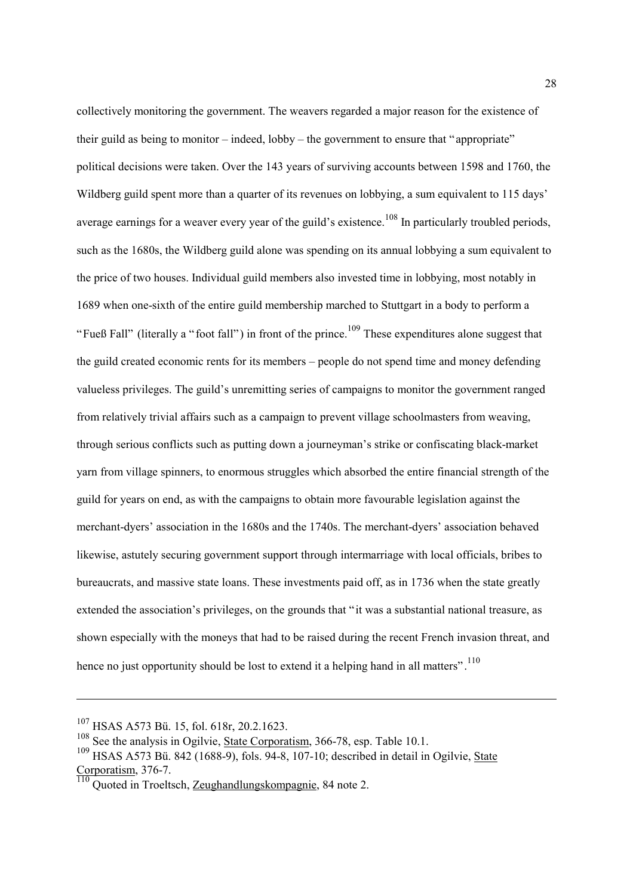collectively monitoring the government. The weavers regarded a major reason for the existence of their guild as being to monitor – indeed, lobby – the government to ensure that "appropriate" political decisions were taken. Over the 143 years of surviving accounts between 1598 and 1760, the Wildberg guild spent more than a quarter of its revenues on lobbying, a sum equivalent to 115 days' average earnings for a weaver every year of the guild's existence.[108] In particularly troubled periods, such as the 1680s, the Wildberg guild alone was spending on its annual lobbying a sum equivalent to the price of two houses. Individual guild members also invested time in lobbying, most notably in 1689 when one-sixth of the entire guild membership marched to Stuttgart in a body to perform a "Fueß Fall" (literally a "foot fall") in front of the prince.[109] These expenditures alone suggest that the guild created economic rents for its members – people do not spend time and money defending valueless privileges. The guild's unremitting series of campaigns to monitor the government ranged from relatively trivial affairs such as a campaign to prevent village schoolmasters from weaving, through serious conflicts such as putting down a journeyman's strike or confiscating black-market yarn from village spinners, to enormous struggles which absorbed the entire financial strength of the guild for years on end, as with the campaigns to obtain more favourable legislation against the merchant-dyers' association in the 1680s and the 1740s. The merchant-dyers' association behaved likewise, astutely securing government support through intermarriage with local officials, bribes to bureaucrats, and massive state loans. These investments paid off, as in 1736 when the state greatly extended the association's privileges, on the grounds that "it was a substantial national treasure, as shown especially with the moneys that had to be raised during the recent French invasion threat, and hence no just opportunity should be lost to extend it a helping hand in all matters".[110]

---

[107] HSAS A573 Bü. 15, fol. 618r, 20.2.1623.

[108] See the analysis in Ogilvie, State Corporatism, 366-78, esp. Table 10.1.

[109] HSAS A573 Bü. 842 (1688-9), fols. 94-8, 107-10; described in detail in Ogilvie, State Corporatism, 376-7.

[110] Quoted in Troeltsch, Zeughandlungskompagnie, 84 note 2.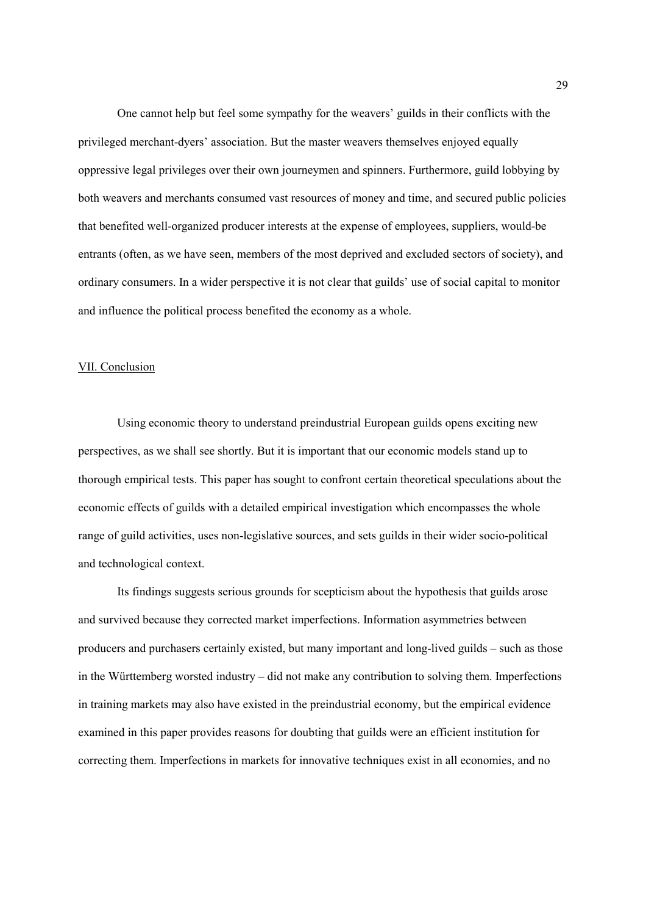One cannot help but feel some sympathy for the weavers' guilds in their conflicts with the privileged merchant-dyers' association. But the master weavers themselves enjoyed equally oppressive legal privileges over their own journeymen and spinners. Furthermore, guild lobbying by both weavers and merchants consumed vast resources of money and time, and secured public policies that benefited well-organized producer interests at the expense of employees, suppliers, would-be entrants (often, as we have seen, members of the most deprived and excluded sectors of society), and ordinary consumers. In a wider perspective it is not clear that guilds' use of social capital to monitor and influence the political process benefited the economy as a whole.

## VII. Conclusion

Using economic theory to understand preindustrial European guilds opens exciting new perspectives, as we shall see shortly. But it is important that our economic models stand up to thorough empirical tests. This paper has sought to confront certain theoretical speculations about the economic effects of guilds with a detailed empirical investigation which encompasses the whole range of guild activities, uses non-legislative sources, and sets guilds in their wider socio-political and technological context.

Its findings suggests serious grounds for scepticism about the hypothesis that guilds arose and survived because they corrected market imperfections. Information asymmetries between producers and purchasers certainly existed, but many important and long-lived guilds – such as those in the Württemberg worsted industry – did not make any contribution to solving them. Imperfections in training markets may also have existed in the preindustrial economy, but the empirical evidence examined in this paper provides reasons for doubting that guilds were an efficient institution for correcting them. Imperfections in markets for innovative techniques exist in all economies, and no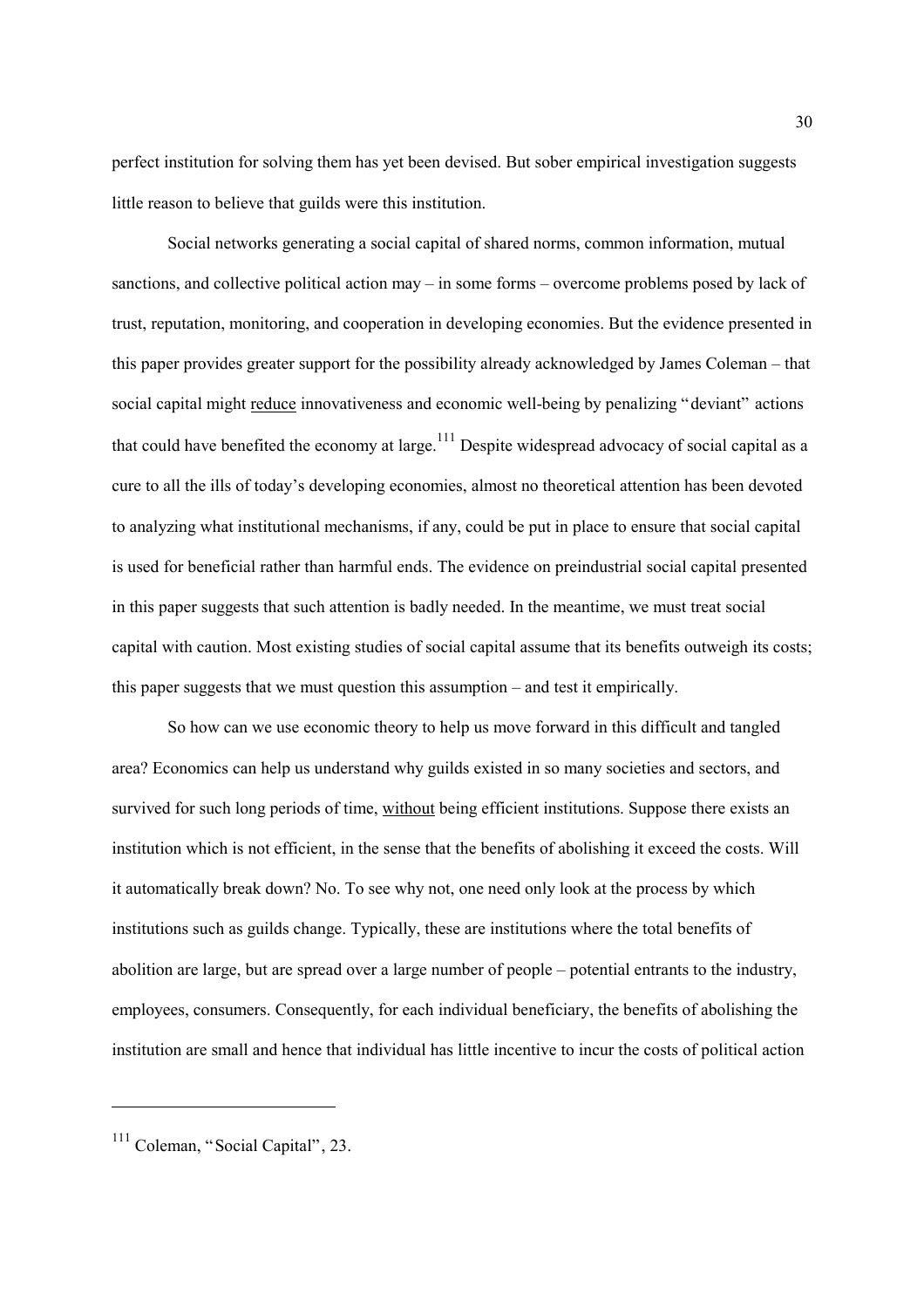perfect institution for solving them has yet been devised. But sober empirical investigation suggests little reason to believe that guilds were this institution.

Social networks generating a social capital of shared norms, common information, mutual sanctions, and collective political action may – in some forms – overcome problems posed by lack of trust, reputation, monitoring, and cooperation in developing economies. But the evidence presented in this paper provides greater support for the possibility already acknowledged by James Coleman – that social capital might reduce innovativeness and economic well-being by penalizing "deviant" actions that could have benefited the economy at large.[111] Despite widespread advocacy of social capital as a cure to all the ills of today's developing economies, almost no theoretical attention has been devoted to analyzing what institutional mechanisms, if any, could be put in place to ensure that social capital is used for beneficial rather than harmful ends. The evidence on preindustrial social capital presented in this paper suggests that such attention is badly needed. In the meantime, we must treat social capital with caution. Most existing studies of social capital assume that its benefits outweigh its costs; this paper suggests that we must question this assumption – and test it empirically.

So how can we use economic theory to help us move forward in this difficult and tangled area? Economics can help us understand why guilds existed in so many societies and sectors, and survived for such long periods of time, without being efficient institutions. Suppose there exists an institution which is not efficient, in the sense that the benefits of abolishing it exceed the costs. Will it automatically break down? No. To see why not, one need only look at the process by which institutions such as guilds change. Typically, these are institutions where the total benefits of abolition are large, but are spread over a large number of people – potential entrants to the industry, employees, consumers. Consequently, for each individual beneficiary, the benefits of abolishing the institution are small and hence that individual has little incentive to incur the costs of political action

---

[111] Coleman, "Social Capital", 23.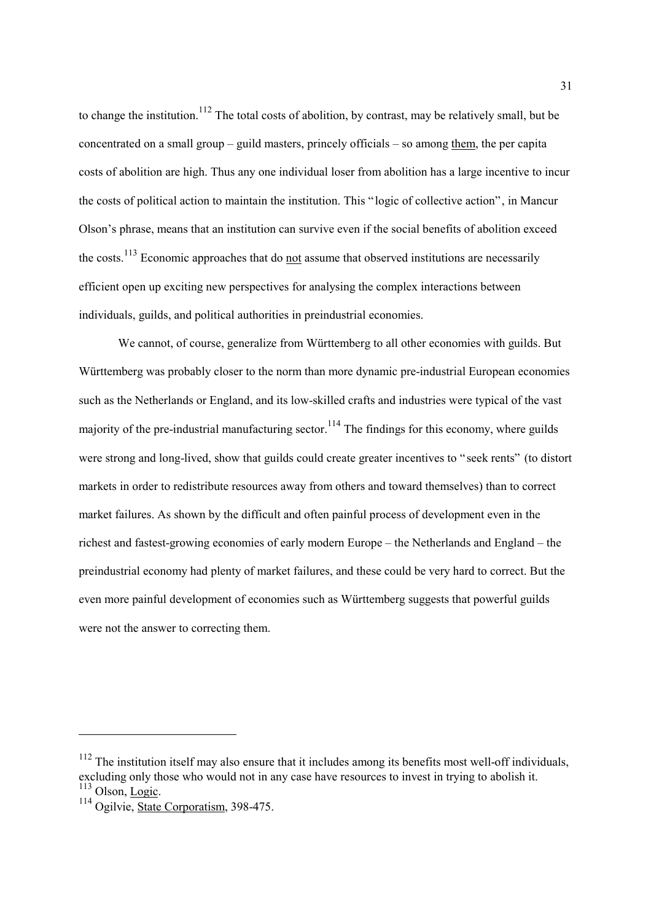to change the institution.[112] The total costs of abolition, by contrast, may be relatively small, but be concentrated on a small group – guild masters, princely officials – so among them, the per capita costs of abolition are high. Thus any one individual loser from abolition has a large incentive to incur the costs of political action to maintain the institution. This "logic of collective action", in Mancur Olson's phrase, means that an institution can survive even if the social benefits of abolition exceed the costs.[113] Economic approaches that do not assume that observed institutions are necessarily efficient open up exciting new perspectives for analysing the complex interactions between individuals, guilds, and political authorities in preindustrial economies.

We cannot, of course, generalize from Württemberg to all other economies with guilds. But Württemberg was probably closer to the norm than more dynamic pre-industrial European economies such as the Netherlands or England, and its low-skilled crafts and industries were typical of the vast majority of the pre-industrial manufacturing sector.[114] The findings for this economy, where guilds were strong and long-lived, show that guilds could create greater incentives to "seek rents" (to distort markets in order to redistribute resources away from others and toward themselves) than to correct market failures. As shown by the difficult and often painful process of development even in the richest and fastest-growing economies of early modern Europe – the Netherlands and England – the preindustrial economy had plenty of market failures, and these could be very hard to correct. But the even more painful development of economies such as Württemberg suggests that powerful guilds were not the answer to correcting them.

---

[112] The institution itself may also ensure that it includes among its benefits most well-off individuals, excluding only those who would not in any case have resources to invest in trying to abolish it.

[113] Olson, Logic.

[114] Ogilvie, State Corporatism, 398-475.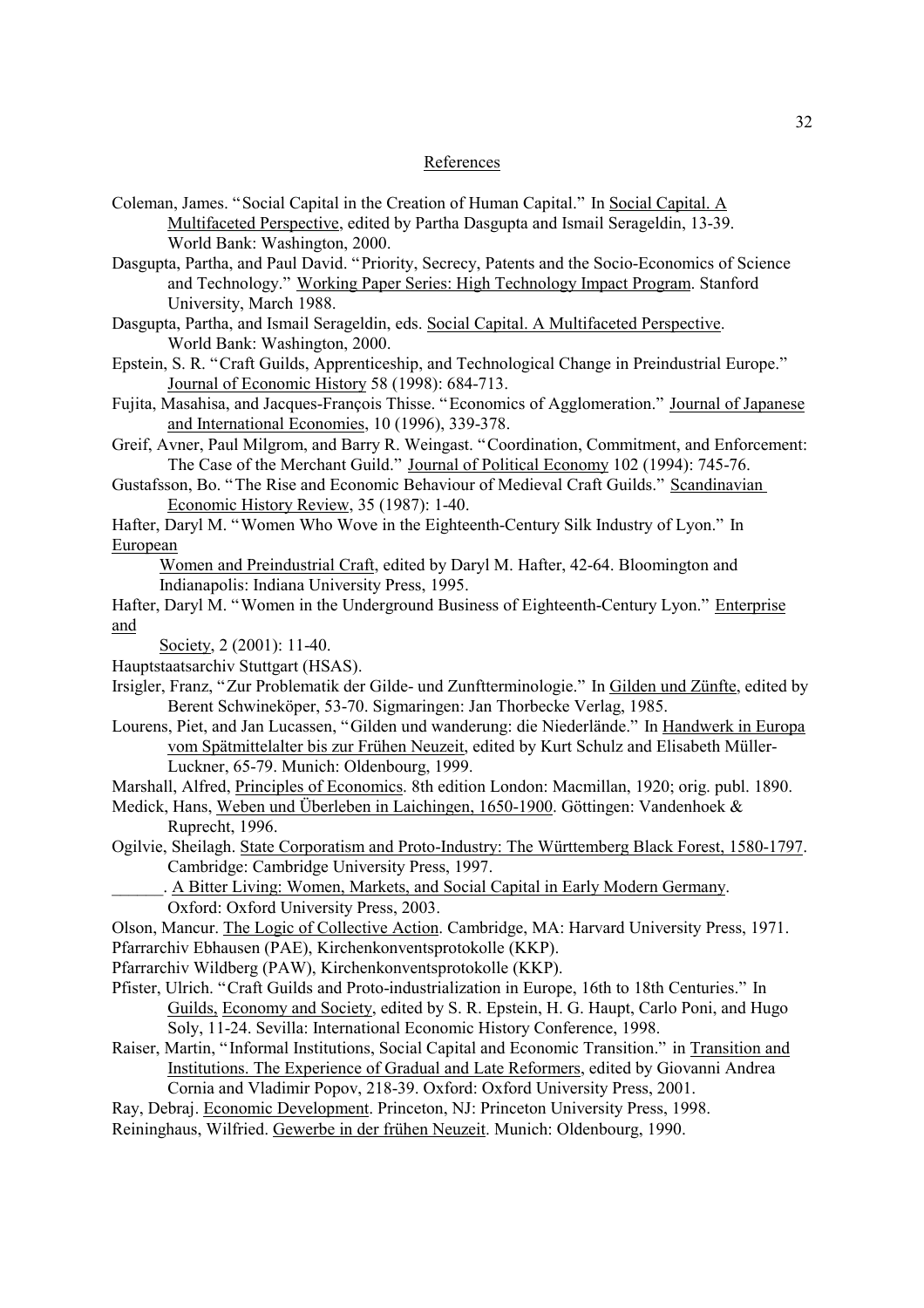## References

Coleman, James. "Social Capital in the Creation of Human Capital." In Social Capital. A Multifaceted Perspective, edited by Partha Dasgupta and Ismail Serageldin, 13-39. World Bank: Washington, 2000.

Dasgupta, Partha, and Paul David. "Priority, Secrecy, Patents and the Socio-Economics of Science and Technology." Working Paper Series: High Technology Impact Program. Stanford University, March 1988.

Dasgupta, Partha, and Ismail Serageldin, eds. Social Capital. A Multifaceted Perspective. World Bank: Washington, 2000.

Epstein, S. R. "Craft Guilds, Apprenticeship, and Technological Change in Preindustrial Europe." Journal of Economic History 58 (1998): 684-713.

Fujita, Masahisa, and Jacques-François Thisse. "Economics of Agglomeration." Journal of Japanese and International Economies, 10 (1996), 339-378.

Greif, Avner, Paul Milgrom, and Barry R. Weingast. "Coordination, Commitment, and Enforcement: The Case of the Merchant Guild." Journal of Political Economy 102 (1994): 745-76.

Gustafsson, Bo. "The Rise and Economic Behaviour of Medieval Craft Guilds." Scandinavian Economic History Review, 35 (1987): 1-40.

Hafter, Daryl M. "Women Who Wove in the Eighteenth-Century Silk Industry of Lyon." In European Women and Preindustrial Craft, edited by Daryl M. Hafter, 42-64. Bloomington and Indianapolis: Indiana University Press, 1995.

Hafter, Daryl M. "Women in the Underground Business of Eighteenth-Century Lyon." Enterprise and Society, 2 (2001): 11-40.

Hauptstaatsarchiv Stuttgart (HSAS).

Irsigler, Franz, "Zur Problematik der Gilde- und Zunftterminologie." In Gilden und Zünfte, edited by Berent Schwineköper, 53-70. Sigmaringen: Jan Thorbecke Verlag, 1985.

Lourens, Piet, and Jan Lucassen, "Gilden und wanderung: die Niederlände." In Handwerk in Europa vom Spätmittelalter bis zur Frühen Neuzeit, edited by Kurt Schulz and Elisabeth Müller-Luckner, 65-79. Munich: Oldenbourg, 1999.

Marshall, Alfred, Principles of Economics. 8th edition London: Macmillan, 1920; orig. publ. 1890.

Medick, Hans, Weben und Überleben in Laichingen, 1650-1900. Göttingen: Vandenhoek & Ruprecht, 1996.

Ogilvie, Sheilagh. State Corporatism and Proto-Industry: The Württemberg Black Forest, 1580-1797. Cambridge: Cambridge University Press, 1997.

______. A Bitter Living: Women, Markets, and Social Capital in Early Modern Germany. Oxford: Oxford University Press, 2003.

Olson, Mancur. The Logic of Collective Action. Cambridge, MA: Harvard University Press, 1971.

Pfarrarchiv Ebhausen (PAE), Kirchenkonventsprotokolle (KKP).

Pfarrarchiv Wildberg (PAW), Kirchenkonventsprotokolle (KKP).

Pfister, Ulrich. "Craft Guilds and Proto-industrialization in Europe, 16th to 18th Centuries." In Guilds, Economy and Society, edited by S. R. Epstein, H. G. Haupt, Carlo Poni, and Hugo Soly, 11-24. Sevilla: International Economic History Conference, 1998.

Raiser, Martin, "Informal Institutions, Social Capital and Economic Transition." in Transition and Institutions. The Experience of Gradual and Late Reformers, edited by Giovanni Andrea Cornia and Vladimir Popov, 218-39. Oxford: Oxford University Press, 2001.

Ray, Debraj. Economic Development. Princeton, NJ: Princeton University Press, 1998.

Reininghaus, Wilfried. Gewerbe in der frühen Neuzeit. Munich: Oldenbourg, 1990.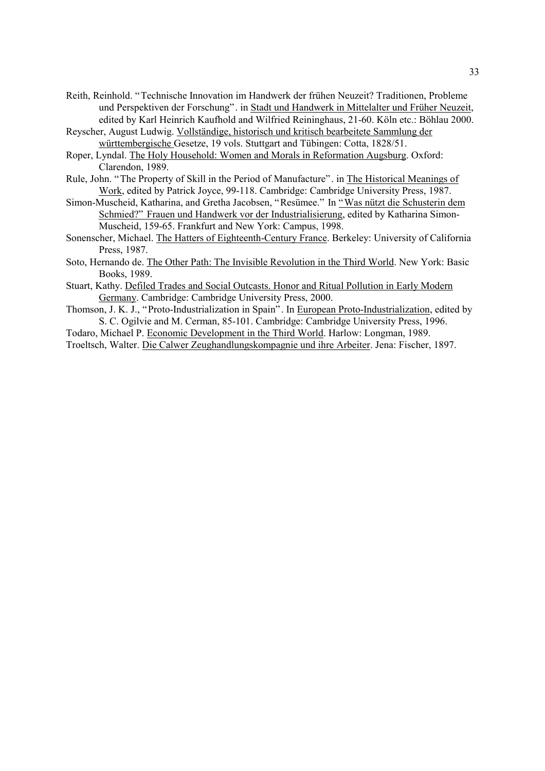Reith, Reinhold. "Technische Innovation im Handwerk der frühen Neuzeit? Traditionen, Probleme und Perspektiven der Forschung". in Stadt und Handwerk in Mittelalter und Früher Neuzeit, edited by Karl Heinrich Kaufhold and Wilfried Reininghaus, 21-60. Köln etc.: Böhlau 2000.

Reyscher, August Ludwig. Vollständige, historisch und kritisch bearbeitete Sammlung der württembergische Gesetze, 19 vols. Stuttgart and Tübingen: Cotta, 1828/51.

Roper, Lyndal. The Holy Household: Women and Morals in Reformation Augsburg. Oxford: Clarendon, 1989.

Rule, John. "The Property of Skill in the Period of Manufacture". in The Historical Meanings of Work, edited by Patrick Joyce, 99-118. Cambridge: Cambridge University Press, 1987.

Simon-Muscheid, Katharina, and Gretha Jacobsen, "Resümee." In "Was nützt die Schusterin dem Schmied?" Frauen und Handwerk vor der Industrialisierung, edited by Katharina Simon-Muscheid, 159-65. Frankfurt and New York: Campus, 1998.

Sonenscher, Michael. The Hatters of Eighteenth-Century France. Berkeley: University of California Press, 1987.

Soto, Hernando de. The Other Path: The Invisible Revolution in the Third World. New York: Basic Books, 1989.

Stuart, Kathy. Defiled Trades and Social Outcasts. Honor and Ritual Pollution in Early Modern Germany. Cambridge: Cambridge University Press, 2000.

Thomson, J. K. J., "Proto-Industrialization in Spain". In European Proto-Industrialization, edited by S. C. Ogilvie and M. Cerman, 85-101. Cambridge: Cambridge University Press, 1996.

Todaro, Michael P. Economic Development in the Third World. Harlow: Longman, 1989.

Troeltsch, Walter. Die Calwer Zeughandlungskompagnie und ihre Arbeiter. Jena: Fischer, 1897.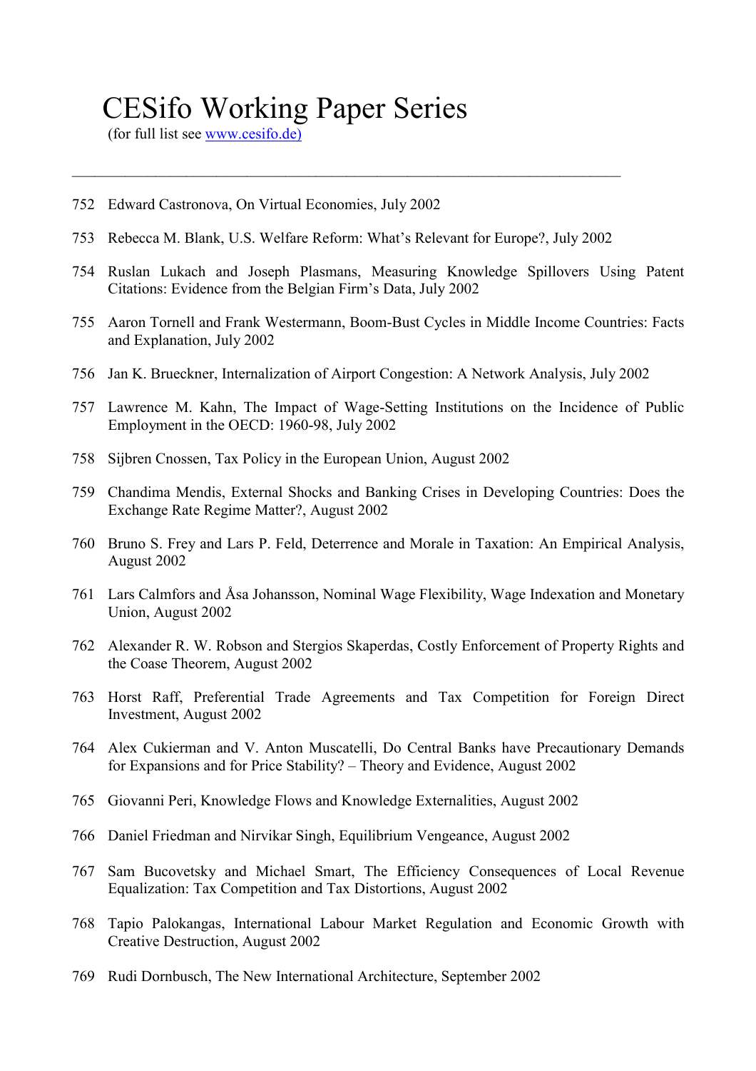# CESifo Working Paper Series

(for full list see [www.cesifo.de)](http://www.cesifo.de))

---

752 Edward Castronova, On Virtual Economies, July 2002

753 Rebecca M. Blank, U.S. Welfare Reform: What's Relevant for Europe?, July 2002

754 Ruslan Lukach and Joseph Plasmans, Measuring Knowledge Spillovers Using Patent Citations: Evidence from the Belgian Firm's Data, July 2002

755 Aaron Tornell and Frank Westermann, Boom-Bust Cycles in Middle Income Countries: Facts and Explanation, July 2002

756 Jan K. Brueckner, Internalization of Airport Congestion: A Network Analysis, July 2002

757 Lawrence M. Kahn, The Impact of Wage-Setting Institutions on the Incidence of Public Employment in the OECD: 1960-98, July 2002

758 Sijbren Cnossen, Tax Policy in the European Union, August 2002

759 Chandima Mendis, External Shocks and Banking Crises in Developing Countries: Does the Exchange Rate Regime Matter?, August 2002

760 Bruno S. Frey and Lars P. Feld, Deterrence and Morale in Taxation: An Empirical Analysis, August 2002

761 Lars Calmfors and Åsa Johansson, Nominal Wage Flexibility, Wage Indexation and Monetary Union, August 2002

762 Alexander R. W. Robson and Stergios Skaperdas, Costly Enforcement of Property Rights and the Coase Theorem, August 2002

763 Horst Raff, Preferential Trade Agreements and Tax Competition for Foreign Direct Investment, August 2002

764 Alex Cukierman and V. Anton Muscatelli, Do Central Banks have Precautionary Demands for Expansions and for Price Stability? – Theory and Evidence, August 2002

765 Giovanni Peri, Knowledge Flows and Knowledge Externalities, August 2002

766 Daniel Friedman and Nirvikar Singh, Equilibrium Vengeance, August 2002

767 Sam Bucovetsky and Michael Smart, The Efficiency Consequences of Local Revenue Equalization: Tax Competition and Tax Distortions, August 2002

768 Tapio Palokangas, International Labour Market Regulation and Economic Growth with Creative Destruction, August 2002

769 Rudi Dornbusch, The New International Architecture, September 2002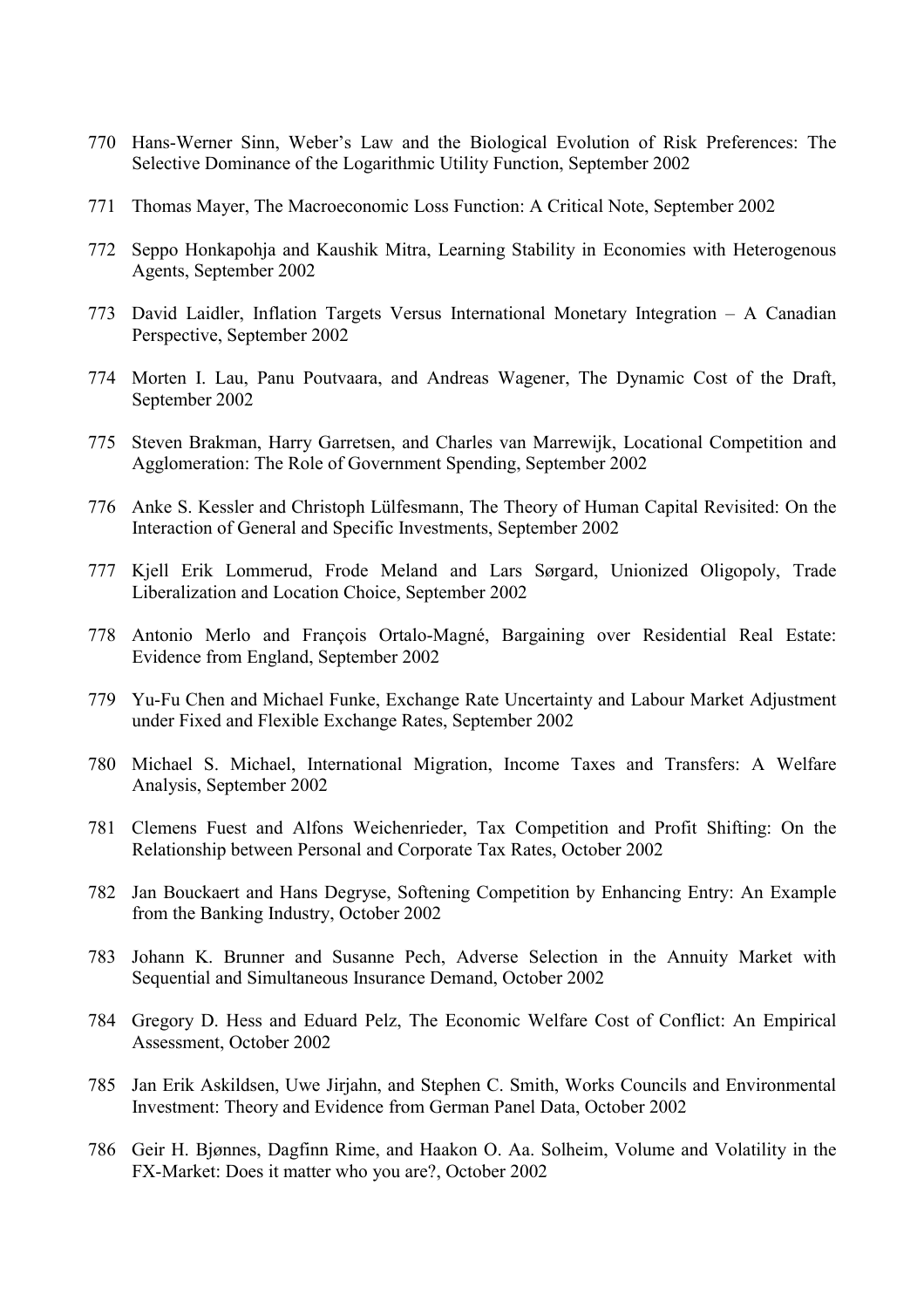770 Hans-Werner Sinn, Weber's Law and the Biological Evolution of Risk Preferences: The Selective Dominance of the Logarithmic Utility Function, September 2002

771 Thomas Mayer, The Macroeconomic Loss Function: A Critical Note, September 2002

772 Seppo Honkapohja and Kaushik Mitra, Learning Stability in Economies with Heterogenous Agents, September 2002

773 David Laidler, Inflation Targets Versus International Monetary Integration – A Canadian Perspective, September 2002

774 Morten I. Lau, Panu Poutvaara, and Andreas Wagener, The Dynamic Cost of the Draft, September 2002

775 Steven Brakman, Harry Garretsen, and Charles van Marrewijk, Locational Competition and Agglomeration: The Role of Government Spending, September 2002

776 Anke S. Kessler and Christoph Lülfesmann, The Theory of Human Capital Revisited: On the Interaction of General and Specific Investments, September 2002

777 Kjell Erik Lommerud, Frode Meland and Lars Sørgard, Unionized Oligopoly, Trade Liberalization and Location Choice, September 2002

778 Antonio Merlo and François Ortalo-Magné, Bargaining over Residential Real Estate: Evidence from England, September 2002

779 Yu-Fu Chen and Michael Funke, Exchange Rate Uncertainty and Labour Market Adjustment under Fixed and Flexible Exchange Rates, September 2002

780 Michael S. Michael, International Migration, Income Taxes and Transfers: A Welfare Analysis, September 2002

781 Clemens Fuest and Alfons Weichenrieder, Tax Competition and Profit Shifting: On the Relationship between Personal and Corporate Tax Rates, October 2002

782 Jan Bouckaert and Hans Degryse, Softening Competition by Enhancing Entry: An Example from the Banking Industry, October 2002

783 Johann K. Brunner and Susanne Pech, Adverse Selection in the Annuity Market with Sequential and Simultaneous Insurance Demand, October 2002

784 Gregory D. Hess and Eduard Pelz, The Economic Welfare Cost of Conflict: An Empirical Assessment, October 2002

785 Jan Erik Askildsen, Uwe Jirjahn, and Stephen C. Smith, Works Councils and Environmental Investment: Theory and Evidence from German Panel Data, October 2002

786 Geir H. Bjønnes, Dagfinn Rime, and Haakon O. Aa. Solheim, Volume and Volatility in the FX-Market: Does it matter who you are?, October 2002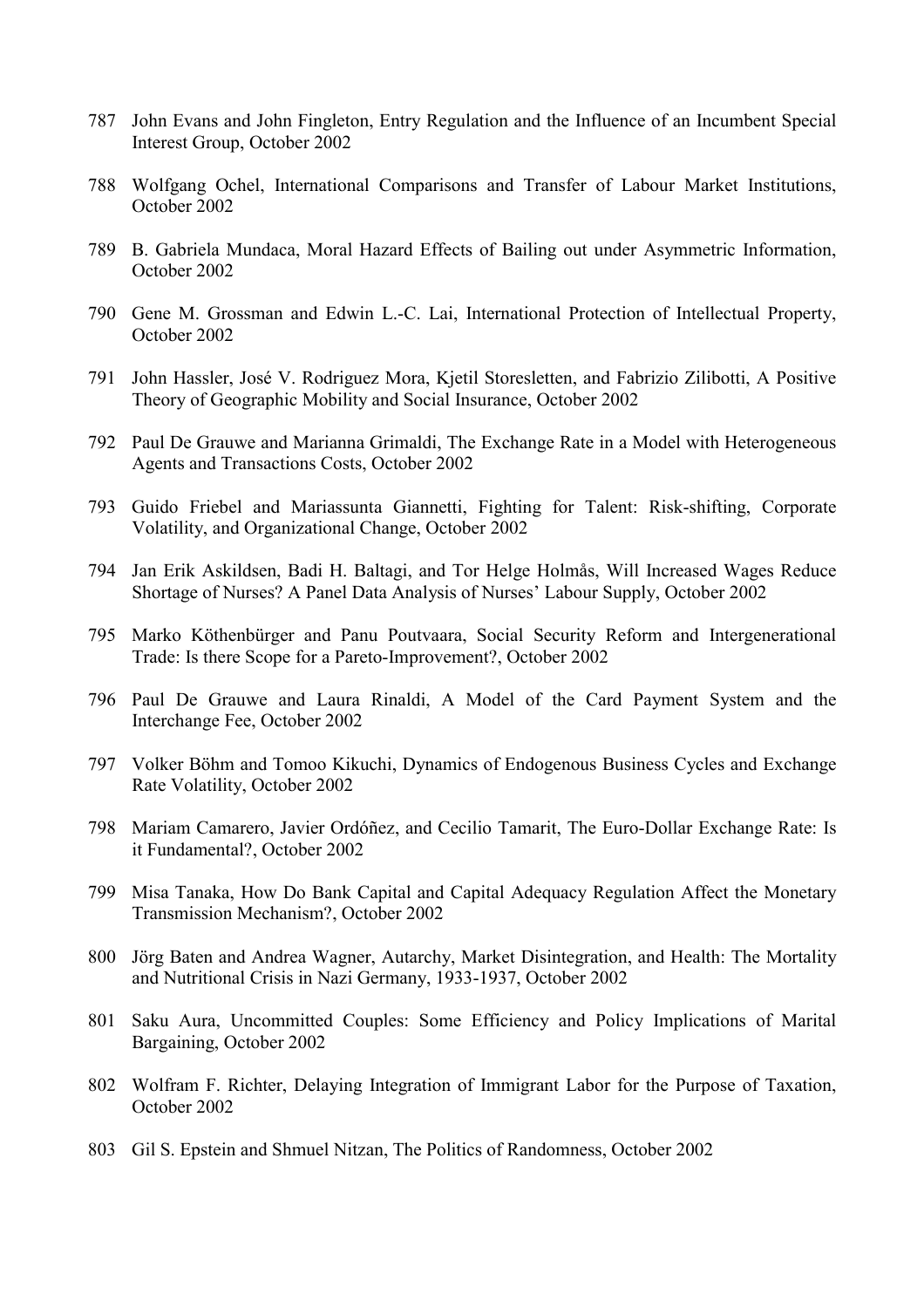787 John Evans and John Fingleton, Entry Regulation and the Influence of an Incumbent Special Interest Group, October 2002

788 Wolfgang Ochel, International Comparisons and Transfer of Labour Market Institutions, October 2002

789 B. Gabriela Mundaca, Moral Hazard Effects of Bailing out under Asymmetric Information, October 2002

790 Gene M. Grossman and Edwin L.-C. Lai, International Protection of Intellectual Property, October 2002

791 John Hassler, José V. Rodriguez Mora, Kjetil Storesletten, and Fabrizio Zilibotti, A Positive Theory of Geographic Mobility and Social Insurance, October 2002

792 Paul De Grauwe and Marianna Grimaldi, The Exchange Rate in a Model with Heterogeneous Agents and Transactions Costs, October 2002

793 Guido Friebel and Mariassunta Giannetti, Fighting for Talent: Risk-shifting, Corporate Volatility, and Organizational Change, October 2002

794 Jan Erik Askildsen, Badi H. Baltagi, and Tor Helge Holmås, Will Increased Wages Reduce Shortage of Nurses? A Panel Data Analysis of Nurses' Labour Supply, October 2002

795 Marko Köthenbürger and Panu Poutvaara, Social Security Reform and Intergenerational Trade: Is there Scope for a Pareto-Improvement?, October 2002

796 Paul De Grauwe and Laura Rinaldi, A Model of the Card Payment System and the Interchange Fee, October 2002

797 Volker Böhm and Tomoo Kikuchi, Dynamics of Endogenous Business Cycles and Exchange Rate Volatility, October 2002

798 Mariam Camarero, Javier Ordóñez, and Cecilio Tamarit, The Euro-Dollar Exchange Rate: Is it Fundamental?, October 2002

799 Misa Tanaka, How Do Bank Capital and Capital Adequacy Regulation Affect the Monetary Transmission Mechanism?, October 2002

800 Jörg Baten and Andrea Wagner, Autarchy, Market Disintegration, and Health: The Mortality and Nutritional Crisis in Nazi Germany, 1933-1937, October 2002

801 Saku Aura, Uncommitted Couples: Some Efficiency and Policy Implications of Marital Bargaining, October 2002

802 Wolfram F. Richter, Delaying Integration of Immigrant Labor for the Purpose of Taxation, October 2002

803 Gil S. Epstein and Shmuel Nitzan, The Politics of Randomness, October 2002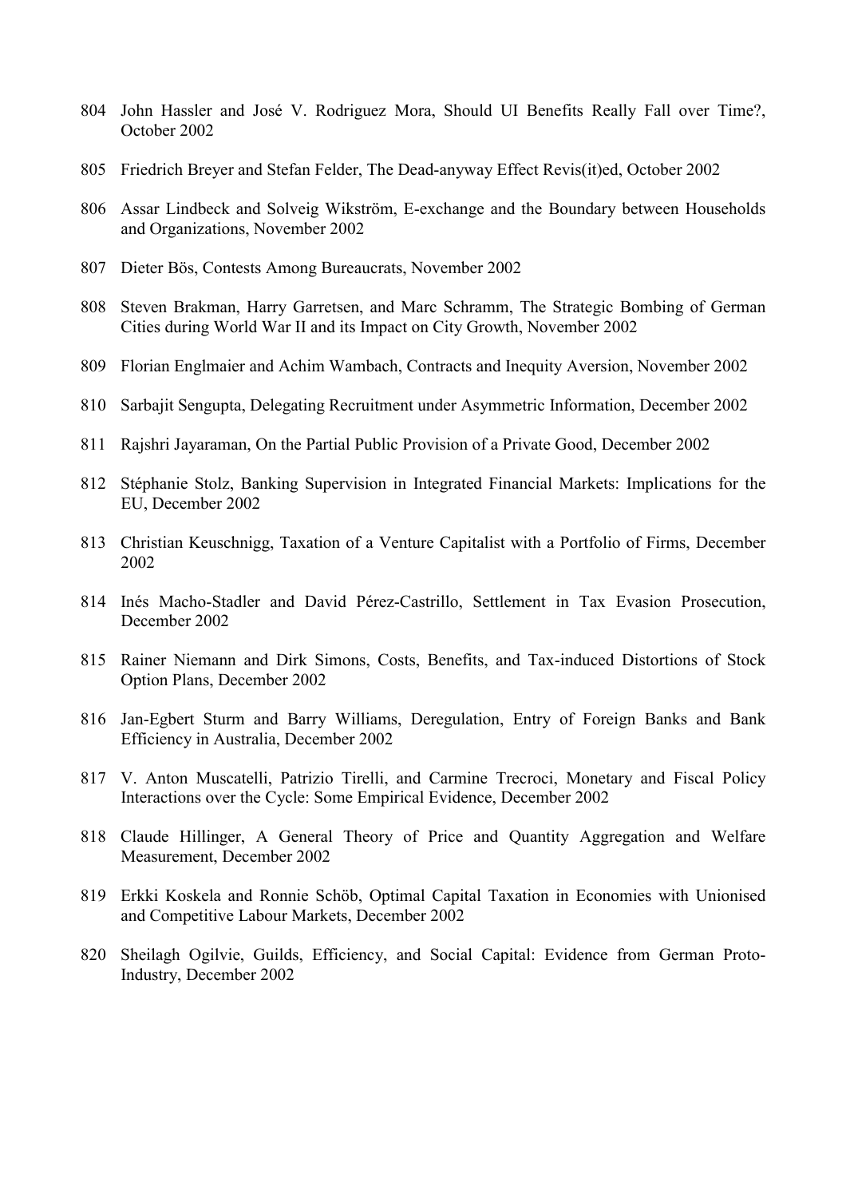804 John Hassler and José V. Rodriguez Mora, Should UI Benefits Really Fall over Time?, October 2002

805 Friedrich Breyer and Stefan Felder, The Dead-anyway Effect Revis(it)ed, October 2002

806 Assar Lindbeck and Solveig Wikström, E-exchange and the Boundary between Households and Organizations, November 2002

807 Dieter Bös, Contests Among Bureaucrats, November 2002

808 Steven Brakman, Harry Garretsen, and Marc Schramm, The Strategic Bombing of German Cities during World War II and its Impact on City Growth, November 2002

809 Florian Englmaier and Achim Wambach, Contracts and Inequity Aversion, November 2002

810 Sarbajit Sengupta, Delegating Recruitment under Asymmetric Information, December 2002

811 Rajshri Jayaraman, On the Partial Public Provision of a Private Good, December 2002

812 Stéphanie Stolz, Banking Supervision in Integrated Financial Markets: Implications for the EU, December 2002

813 Christian Keuschnigg, Taxation of a Venture Capitalist with a Portfolio of Firms, December 2002

814 Inés Macho-Stadler and David Pérez-Castrillo, Settlement in Tax Evasion Prosecution, December 2002

815 Rainer Niemann and Dirk Simons, Costs, Benefits, and Tax-induced Distortions of Stock Option Plans, December 2002

816 Jan-Egbert Sturm and Barry Williams, Deregulation, Entry of Foreign Banks and Bank Efficiency in Australia, December 2002

817 V. Anton Muscatelli, Patrizio Tirelli, and Carmine Trecroci, Monetary and Fiscal Policy Interactions over the Cycle: Some Empirical Evidence, December 2002

818 Claude Hillinger, A General Theory of Price and Quantity Aggregation and Welfare Measurement, December 2002

819 Erkki Koskela and Ronnie Schöb, Optimal Capital Taxation in Economies with Unionised and Competitive Labour Markets, December 2002

820 Sheilagh Ogilvie, Guilds, Efficiency, and Social Capital: Evidence from German Proto-Industry, December 2002